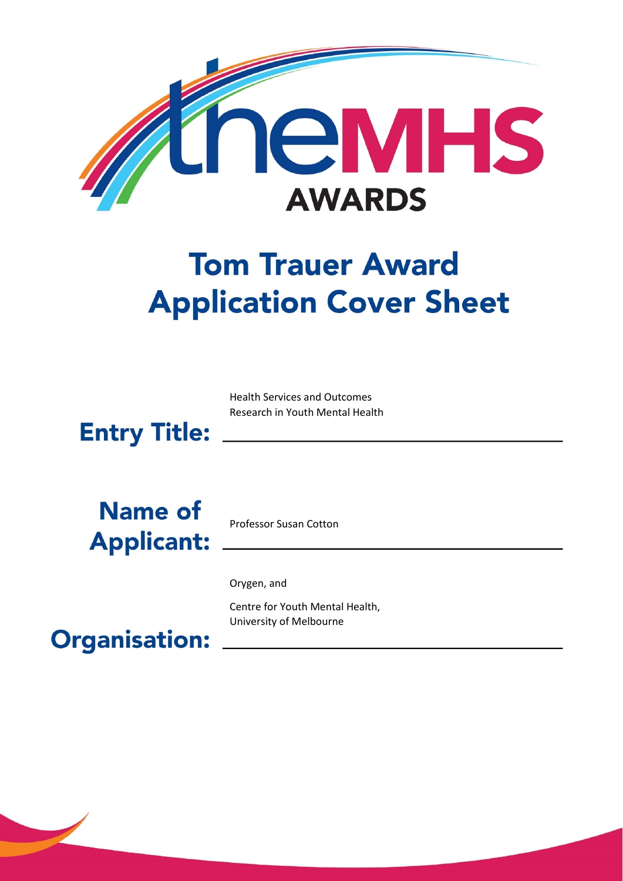theMHS AWARDS

# Tom Trauer Award Application Cover Sheet

**Entry Title:** Health Services and Outcomes Research in Youth Mental Health

**Name of Applicant:** Professor Susan Cotton

**Organisation:** Orygen, and

Centre for Youth Mental Health, University of Melbourne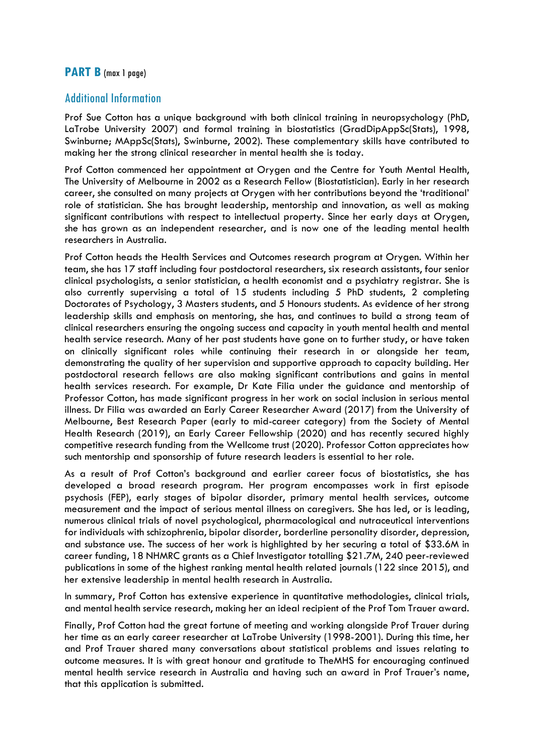## **PART B** (max 1 page)

### Additional Information

Prof Sue Cotton has a unique background with both clinical training in neuropsychology (PhD, LaTrobe University 2007) and formal training in biostatistics (GradDipAppSc(Stats), 1998, Swinburne; MAppSc(Stats), Swinburne, 2002). These complementary skills have contributed to making her the strong clinical researcher in mental health she is today.

Prof Cotton commenced her appointment at Orygen and the Centre for Youth Mental Health, The University of Melbourne in 2002 as a Research Fellow (Biostatistician). Early in her research career, she consulted on many projects at Orygen with her contributions beyond the 'traditional' role of statistician. She has brought leadership, mentorship and innovation, as well as making significant contributions with respect to intellectual property. Since her early days at Orygen, she has grown as an independent researcher, and is now one of the leading mental health researchers in Australia.

Prof Cotton heads the Health Services and Outcomes research program at Orygen. Within her team, she has 17 staff including four postdoctoral researchers, six research assistants, four senior clinical psychologists, a senior statistician, a health economist and a psychiatry registrar. She is also currently supervising a total of 15 students including 5 PhD students, 2 completing Doctorates of Psychology, 3 Masters students, and 5 Honours students. As evidence of her strong leadership skills and emphasis on mentoring, she has, and continues to build a strong team of clinical researchers ensuring the ongoing success and capacity in youth mental health and mental health service research. Many of her past students have gone on to further study, or have taken on clinically significant roles while continuing their research in or alongside her team, demonstrating the quality of her supervision and supportive approach to capacity building. Her postdoctoral research fellows are also making significant contributions and gains in mental health services research. For example, Dr Kate Filia under the guidance and mentorship of Professor Cotton, has made significant progress in her work on social inclusion in serious mental illness. Dr Filia was awarded an Early Career Researcher Award (2017) from the University of Melbourne, Best Research Paper (early to mid-career category) from the Society of Mental Health Research (2019), an Early Career Fellowship (2020) and has recently secured highly competitive research funding from the Wellcome trust (2020). Professor Cotton appreciates how such mentorship and sponsorship of future research leaders is essential to her role.

As a result of Prof Cotton's background and earlier career focus of biostatistics, she has developed a broad research program. Her program encompasses work in first episode psychosis (FEP), early stages of bipolar disorder, primary mental health services, outcome measurement and the impact of serious mental illness on caregivers. She has led, or is leading, numerous clinical trials of novel psychological, pharmacological and nutraceutical interventions for individuals with schizophrenia, bipolar disorder, borderline personality disorder, depression, and substance use. The success of her work is highlighted by her securing a total of $33.6M in career funding, 18 NHMRC grants as a Chief Investigator totalling $21.7M, 240 peer-reviewed publications in some of the highest ranking mental health related journals (122 since 2015), and her extensive leadership in mental health research in Australia.

In summary, Prof Cotton has extensive experience in quantitative methodologies, clinical trials, and mental health service research, making her an ideal recipient of the Prof Tom Trauer award.

Finally, Prof Cotton had the great fortune of meeting and working alongside Prof Trauer during her time as an early career researcher at LaTrobe University (1998-2001). During this time, her and Prof Trauer shared many conversations about statistical problems and issues relating to outcome measures. It is with great honour and gratitude to TheMHS for encouraging continued mental health service research in Australia and having such an award in Prof Trauer's name, that this application is submitted.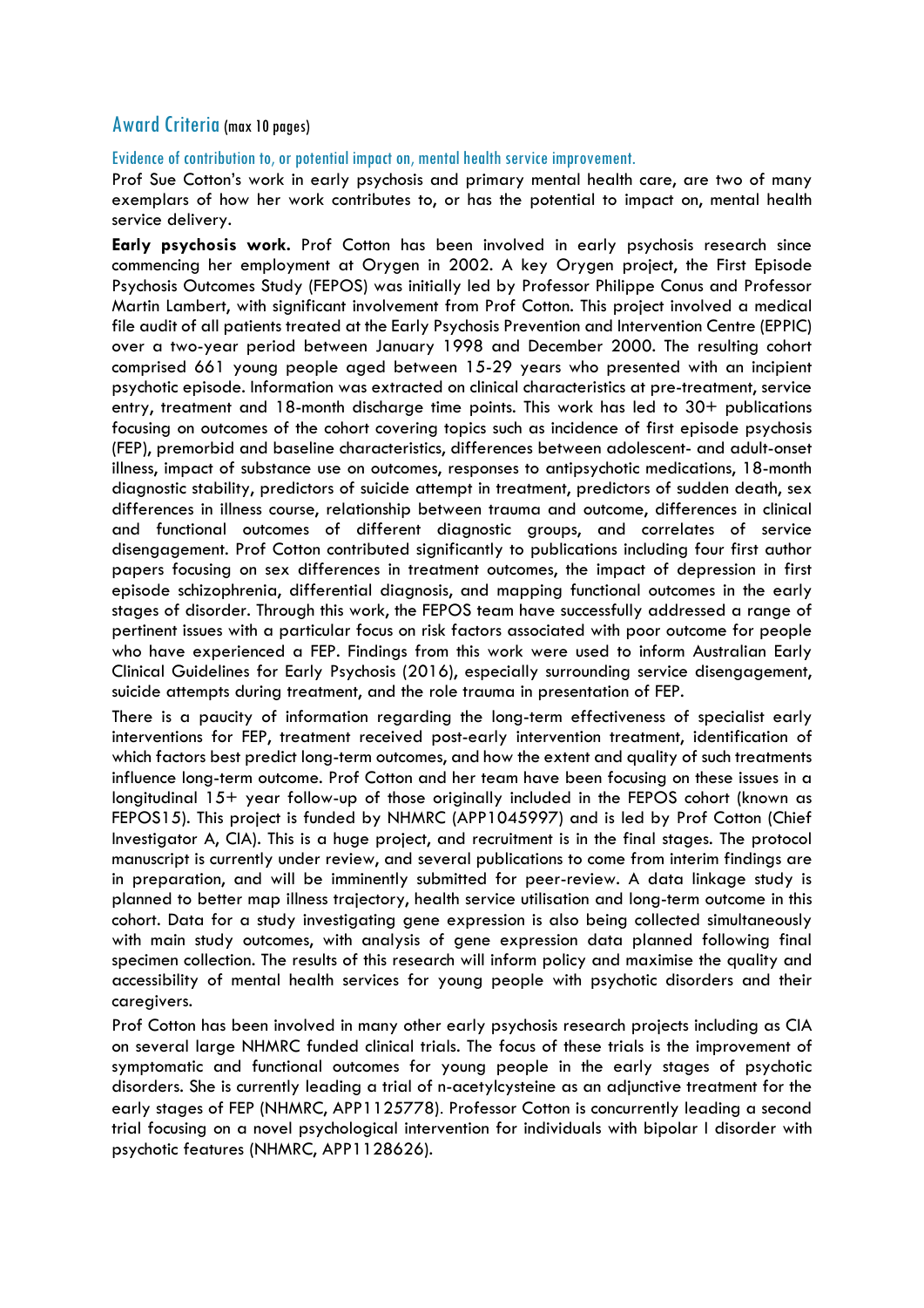## Award Criteria (max 10 pages)

### Evidence of contribution to, or potential impact on, mental health service improvement.

Prof Sue Cotton's work in early psychosis and primary mental health care, are two of many exemplars of how her work contributes to, or has the potential to impact on, mental health service delivery.

**Early psychosis work.** Prof Cotton has been involved in early psychosis research since commencing her employment at Orygen in 2002. A key Orygen project, the First Episode Psychosis Outcomes Study (FEPOS) was initially led by Professor Philippe Conus and Professor Martin Lambert, with significant involvement from Prof Cotton. This project involved a medical file audit of all patients treated at the Early Psychosis Prevention and Intervention Centre (EPPIC) over a two-year period between January 1998 and December 2000. The resulting cohort comprised 661 young people aged between 15-29 years who presented with an incipient psychotic episode. Information was extracted on clinical characteristics at pre-treatment, service entry, treatment and 18-month discharge time points. This work has led to 30+ publications focusing on outcomes of the cohort covering topics such as incidence of first episode psychosis (FEP), premorbid and baseline characteristics, differences between adolescent- and adult-onset illness, impact of substance use on outcomes, responses to antipsychotic medications, 18-month diagnostic stability, predictors of suicide attempt in treatment, predictors of sudden death, sex differences in illness course, relationship between trauma and outcome, differences in clinical and functional outcomes of different diagnostic groups, and correlates of service disengagement. Prof Cotton contributed significantly to publications including four first author papers focusing on sex differences in treatment outcomes, the impact of depression in first episode schizophrenia, differential diagnosis, and mapping functional outcomes in the early stages of disorder. Through this work, the FEPOS team have successfully addressed a range of pertinent issues with a particular focus on risk factors associated with poor outcome for people who have experienced a FEP. Findings from this work were used to inform Australian Early Clinical Guidelines for Early Psychosis (2016), especially surrounding service disengagement, suicide attempts during treatment, and the role trauma in presentation of FEP.

There is a paucity of information regarding the long-term effectiveness of specialist early interventions for FEP, treatment received post-early intervention treatment, identification of which factors best predict long-term outcomes, and how the extent and quality of such treatments influence long-term outcome. Prof Cotton and her team have been focusing on these issues in a longitudinal 15+ year follow-up of those originally included in the FEPOS cohort (known as FEPOS15). This project is funded by NHMRC (APP1045997) and is led by Prof Cotton (Chief Investigator A, CIA). This is a huge project, and recruitment is in the final stages. The protocol manuscript is currently under review, and several publications to come from interim findings are in preparation, and will be imminently submitted for peer-review. A data linkage study is planned to better map illness trajectory, health service utilisation and long-term outcome in this cohort. Data for a study investigating gene expression is also being collected simultaneously with main study outcomes, with analysis of gene expression data planned following final specimen collection. The results of this research will inform policy and maximise the quality and accessibility of mental health services for young people with psychotic disorders and their caregivers.

Prof Cotton has been involved in many other early psychosis research projects including as CIA on several large NHMRC funded clinical trials. The focus of these trials is the improvement of symptomatic and functional outcomes for young people in the early stages of psychotic disorders. She is currently leading a trial of n-acetylcysteine as an adjunctive treatment for the early stages of FEP (NHMRC, APP1125778). Professor Cotton is concurrently leading a second trial focusing on a novel psychological intervention for individuals with bipolar I disorder with psychotic features (NHMRC, APP1128626).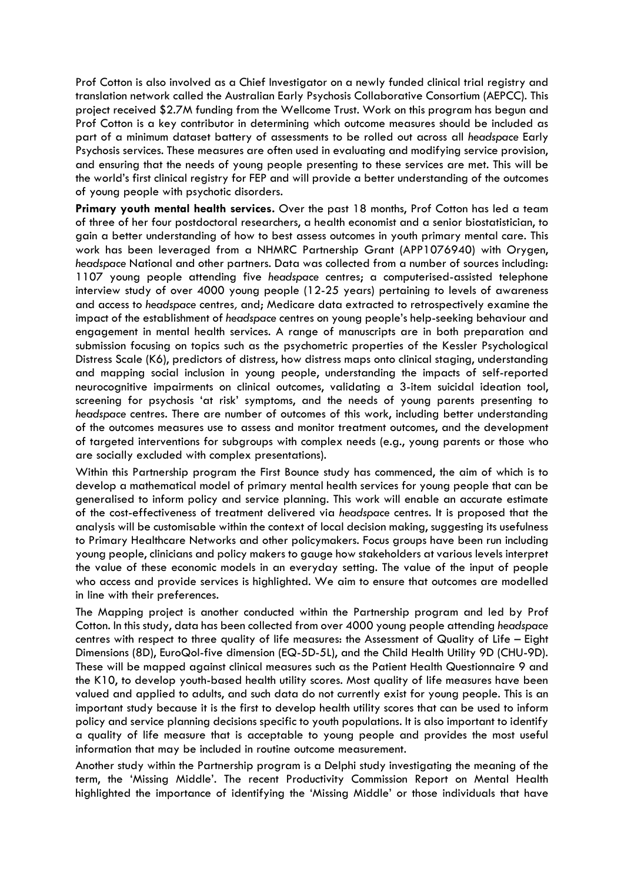Prof Cotton is also involved as a Chief Investigator on a newly funded clinical trial registry and translation network called the Australian Early Psychosis Collaborative Consortium (AEPCC). This project received $2.7M funding from the Wellcome Trust. Work on this program has begun and Prof Cotton is a key contributor in determining which outcome measures should be included as part of a minimum dataset battery of assessments to be rolled out across all *headspace* Early Psychosis services. These measures are often used in evaluating and modifying service provision, and ensuring that the needs of young people presenting to these services are met. This will be the world's first clinical registry for FEP and will provide a better understanding of the outcomes of young people with psychotic disorders.

**Primary youth mental health services.** Over the past 18 months, Prof Cotton has led a team of three of her four postdoctoral researchers, a health economist and a senior biostatistician, to gain a better understanding of how to best assess outcomes in youth primary mental care. This work has been leveraged from a NHMRC Partnership Grant (APP1076940) with Orygen, *headspace* National and other partners. Data was collected from a number of sources including: 1107 young people attending five *headspace* centres; a computerised-assisted telephone interview study of over 4000 young people (12-25 years) pertaining to levels of awareness and access to *headspace* centres, and; Medicare data extracted to retrospectively examine the impact of the establishment of *headspace* centres on young people's help-seeking behaviour and engagement in mental health services. A range of manuscripts are in both preparation and submission focusing on topics such as the psychometric properties of the Kessler Psychological Distress Scale (K6), predictors of distress, how distress maps onto clinical staging, understanding and mapping social inclusion in young people, understanding the impacts of self-reported neurocognitive impairments on clinical outcomes, validating a 3-item suicidal ideation tool, screening for psychosis 'at risk' symptoms, and the needs of young parents presenting to *headspace* centres. There are number of outcomes of this work, including better understanding of the outcomes measures use to assess and monitor treatment outcomes, and the development of targeted interventions for subgroups with complex needs (e.g., young parents or those who are socially excluded with complex presentations).

Within this Partnership program the First Bounce study has commenced, the aim of which is to develop a mathematical model of primary mental health services for young people that can be generalised to inform policy and service planning. This work will enable an accurate estimate of the cost-effectiveness of treatment delivered via *headspace* centres. It is proposed that the analysis will be customisable within the context of local decision making, suggesting its usefulness to Primary Healthcare Networks and other policymakers. Focus groups have been run including young people, clinicians and policy makers to gauge how stakeholders at various levels interpret the value of these economic models in an everyday setting. The value of the input of people who access and provide services is highlighted. We aim to ensure that outcomes are modelled in line with their preferences.

The Mapping project is another conducted within the Partnership program and led by Prof Cotton. In this study, data has been collected from over 4000 young people attending *headspace* centres with respect to three quality of life measures: the Assessment of Quality of Life – Eight Dimensions (8D), EuroQol-five dimension (EQ-5D-5L), and the Child Health Utility 9D (CHU-9D). These will be mapped against clinical measures such as the Patient Health Questionnaire 9 and the K10, to develop youth-based health utility scores. Most quality of life measures have been valued and applied to adults, and such data do not currently exist for young people. This is an important study because it is the first to develop health utility scores that can be used to inform policy and service planning decisions specific to youth populations. It is also important to identify a quality of life measure that is acceptable to young people and provides the most useful information that may be included in routine outcome measurement.

Another study within the Partnership program is a Delphi study investigating the meaning of the term, the 'Missing Middle'. The recent Productivity Commission Report on Mental Health highlighted the importance of identifying the 'Missing Middle' or those individuals that have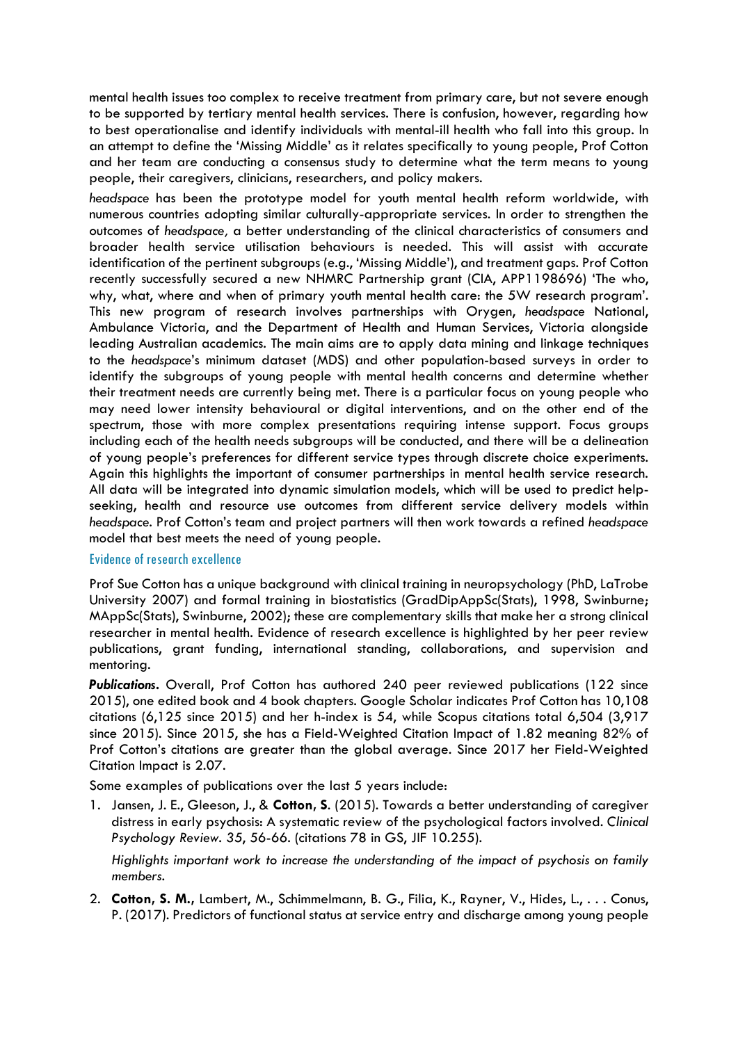mental health issues too complex to receive treatment from primary care, but not severe enough to be supported by tertiary mental health services. There is confusion, however, regarding how to best operationalise and identify individuals with mental-ill health who fall into this group. In an attempt to define the 'Missing Middle' as it relates specifically to young people, Prof Cotton and her team are conducting a consensus study to determine what the term means to young people, their caregivers, clinicians, researchers, and policy makers.

*headspace* has been the prototype model for youth mental health reform worldwide, with numerous countries adopting similar culturally-appropriate services. In order to strengthen the outcomes of *headspace,* a better understanding of the clinical characteristics of consumers and broader health service utilisation behaviours is needed. This will assist with accurate identification of the pertinent subgroups (e.g., 'Missing Middle'), and treatment gaps. Prof Cotton recently successfully secured a new NHMRC Partnership grant (CIA, APP1198696) 'The who, why, what, where and when of primary youth mental health care: the 5W research program'. This new program of research involves partnerships with Orygen, *headspace* National, Ambulance Victoria, and the Department of Health and Human Services, Victoria alongside leading Australian academics. The main aims are to apply data mining and linkage techniques to the *headspace*'s minimum dataset (MDS) and other population-based surveys in order to identify the subgroups of young people with mental health concerns and determine whether their treatment needs are currently being met. There is a particular focus on young people who may need lower intensity behavioural or digital interventions, and on the other end of the spectrum, those with more complex presentations requiring intense support. Focus groups including each of the health needs subgroups will be conducted, and there will be a delineation of young people's preferences for different service types through discrete choice experiments. Again this highlights the important of consumer partnerships in mental health service research. All data will be integrated into dynamic simulation models, which will be used to predict help-seeking, health and resource use outcomes from different service delivery models within *headspace*. Prof Cotton's team and project partners will then work towards a refined *headspace* model that best meets the need of young people.

## Evidence of research excellence

Prof Sue Cotton has a unique background with clinical training in neuropsychology (PhD, LaTrobe University 2007) and formal training in biostatistics (GradDipAppSc(Stats), 1998, Swinburne; MAppSc(Stats), Swinburne, 2002); these are complementary skills that make her a strong clinical researcher in mental health. Evidence of research excellence is highlighted by her peer review publications, grant funding, international standing, collaborations, and supervision and mentoring.

***Publications***. Overall, Prof Cotton has authored 240 peer reviewed publications (122 since 2015), one edited book and 4 book chapters. Google Scholar indicates Prof Cotton has 10,108 citations (6,125 since 2015) and her h-index is 54, while Scopus citations total 6,504 (3,917 since 2015). Since 2015, she has a Field-Weighted Citation Impact of 1.82 meaning 82% of Prof Cotton's citations are greater than the global average. Since 2017 her Field-Weighted Citation Impact is 2.07.

Some examples of publications over the last 5 years include:

1. Jansen, J. E., Gleeson, J., & **Cotton, S**. (2015). Towards a better understanding of caregiver distress in early psychosis: A systematic review of the psychological factors involved. *Clinical Psychology Review*. *35*, 56-66. (citations 78 in GS, JIF 10.255).

   *Highlights important work to increase the understanding of the impact of psychosis on family members.*

2. **Cotton, S. M.**, Lambert, M., Schimmelmann, B. G., Filia, K., Rayner, V., Hides, L., . . . Conus, P. (2017). Predictors of functional status at service entry and discharge among young people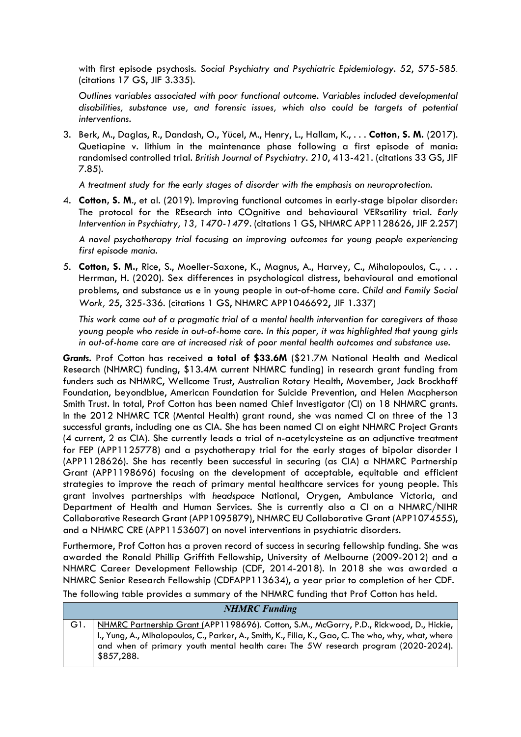with first episode psychosis. *Social Psychiatry and Psychiatric Epidemiology. 52, 575-585.* (citations 17 GS, JIF 3.335).

*Outlines variables associated with poor functional outcome. Variables included developmental disabilities, substance use, and forensic issues, which also could be targets of potential interventions.*

3. Berk, M., Daglas, R., Dandash, O., Yücel, M., Henry, L., Hallam, K., . . . **Cotton, S. M.** (2017). Quetiapine v. lithium in the maintenance phase following a first episode of mania: randomised controlled trial. *British Journal of Psychiatry. 210*, 413-421. (citations 33 GS, JIF 7.85).

   *A treatment study for the early stages of disorder with the emphasis on neuroprotection.*

4. **Cotton, S. M.**, et al. (2019). Improving functional outcomes in early-stage bipolar disorder: The protocol for the REsearch into COgnitive and behavioural VERsatility trial. *Early Intervention in Psychiatry, 13, 1470-1479*. (citations 1 GS, NHMRC APP1128626, JIF 2.257)

   *A novel psychotherapy trial focusing on improving outcomes for young people experiencing first episode mania.*

5. **Cotton, S. M.**, Rice, S., Moeller-Saxone, K., Magnus, A., Harvey, C., Mihalopoulos, C., . . . Herrman, H. (2020). Sex differences in psychological distress, behavioural and emotional problems, and substance us e in young people in out-of-home care. *Child and Family Social Work, 25*, 325-336. (citations 1 GS, NHMRC APP1046692**,** JIF 1.337)

   *This work came out of a pragmatic trial of a mental health intervention for caregivers of those young people who reside in out-of-home care. In this paper, it was highlighted that young girls in out-of-home care are at increased risk of poor mental health outcomes and substance use.*

***Grants.*** Prof Cotton has received **a total of $33.6M** ($21.7M National Health and Medical Research (NHMRC) funding, $13.4M current NHMRC funding) in research grant funding from funders such as NHMRC, Wellcome Trust, Australian Rotary Health, Movember, Jack Brockhoff Foundation, beyondblue, American Foundation for Suicide Prevention, and Helen Macpherson Smith Trust. In total, Prof Cotton has been named Chief Investigator (CI) on 18 NHMRC grants. In the 2012 NHMRC TCR (Mental Health) grant round, she was named CI on three of the 13 successful grants, including one as CIA. She has been named CI on eight NHMRC Project Grants (4 current, 2 as CIA). She currently leads a trial of n-acetylcysteine as an adjunctive treatment for FEP (APP1125778) and a psychotherapy trial for the early stages of bipolar disorder I (APP1128626). She has recently been successful in securing (as CIA) a NHMRC Partnership Grant (APP1198696) focusing on the development of acceptable, equitable and efficient strategies to improve the reach of primary mental healthcare services for young people. This grant involves partnerships with *headspace* National, Orygen, Ambulance Victoria, and Department of Health and Human Services. She is currently also a CI on a NHMRC/NIHR Collaborative Research Grant (APP1095879), NHMRC EU Collaborative Grant (APP1074555), and a NHMRC CRE (APP1153607) on novel interventions in psychiatric disorders.

Furthermore, Prof Cotton has a proven record of success in securing fellowship funding. She was awarded the Ronald Phillip Griffith Fellowship, University of Melbourne (2009-2012) and a NHMRC Career Development Fellowship (CDF, 2014-2018). In 2018 she was awarded a NHMRC Senior Research Fellowship (CDFAPP113634), a year prior to completion of her CDF.

The following table provides a summary of the NHMRC funding that Prof Cotton has held.

| *NHMRC Funding* | |
|---|---|
| G1. | NHMRC Partnership Grant (APP1198696). Cotton, S.M., McGorry, P.D., Rickwood, D., Hickie, I., Yung, A., Mihalopoulos, C., Parker, A., Smith, K., Filia, K., Gao, C. The who, why, what, where and when of primary youth mental health care: The 5W research program (2020-2024). $857,288. |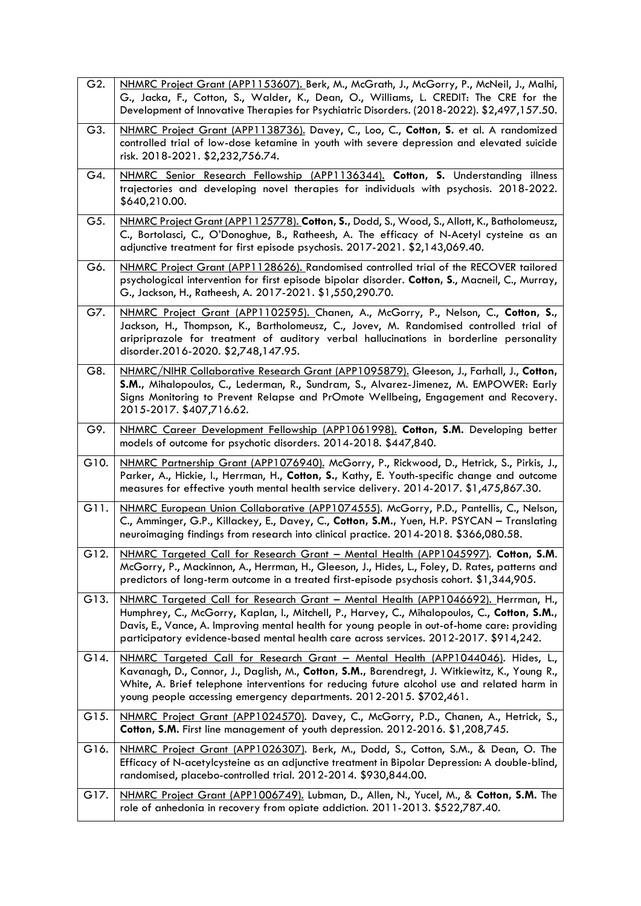| | |
|---|---|
| G2. | NHMRC Project Grant (APP1153607). Berk, M., McGrath, J., McGorry, P., McNeil, J., Malhi, G., Jacka, F., Cotton, S., Walder, K., Dean, O., Williams, L. CREDIT: The CRE for the Development of Innovative Therapies for Psychiatric Disorders. (2018-2022). $2,497,157.50. |
| G3. | NHMRC Project Grant (APP1138736). Davey, C., Loo, C., **Cotton, S.** et al. A randomized controlled trial of low-dose ketamine in youth with severe depression and elevated suicide risk. 2018-2021. $2,232,756.74. |
| G4. | NHMRC Senior Research Fellowship (APP1136344). **Cotton, S.** Understanding illness trajectories and developing novel therapies for individuals with psychosis. 2018-2022. $640,210.00. |
| G5. | NHMRC Project Grant (APP1125778). **Cotton, S.**, Dodd, S., Wood, S., Allott, K., Batholomeusz, C., Bortolasci, C., O'Donoghue, B., Ratheesh, A. The efficacy of N-Acetyl cysteine as an adjunctive treatment for first episode psychosis. 2017-2021. $2,143,069.40. |
| G6. | NHMRC Project Grant (APP1128626). Randomised controlled trial of the RECOVER tailored psychological intervention for first episode bipolar disorder. **Cotton, S.**, Macneil, C., Murray, G., Jackson, H., Ratheesh, A. 2017-2021. $1,550,290.70. |
| G7. | NHMRC Project Grant (APP1102595). Chanen, A., McGorry, P., Nelson, C., **Cotton, S.**, Jackson, H., Thompson, K., Bartholomeusz, C., Jovev, M. Randomised controlled trial of aripriprazole for treatment of auditory verbal hallucinations in borderline personality disorder.2016-2020. $2,748,147.95. |
| G8. | NHMRC/NIHR Collaborative Research Grant (APP1095879). Gleeson, J., Farhall, J., **Cotton, S.M.**, Mihalopoulos, C., Lederman, R., Sundram, S., Alvarez-Jimenez, M. EMPOWER: Early Signs Monitoring to Prevent Relapse and PrOmote Wellbeing, Engagement and Recovery. 2015-2017. $407,716.62. |
| G9. | NHMRC Career Development Fellowship (APP1061998). **Cotton, S.M.** Developing better models of outcome for psychotic disorders. 2014-2018. $447,840. |
| G10. | NHMRC Partnership Grant (APP1076940). McGorry, P., Rickwood, D., Hetrick, S., Pirkis, J., Parker, A., Hickie, I., Herrman, H., **Cotton, S.**, Kathy, E. Youth-specific change and outcome measures for effective youth mental health service delivery. 2014-2017. $1,475,867.30. |
| G11. | NHMRC European Union Collaborative (APP1074555). McGorry, P.D., Pantellis, C., Nelson, C., Amminger, G.P., Killackey, E., Davey, C., **Cotton, S.M.**, Yuen, H.P. PSYCAN – Translating neuroimaging findings from research into clinical practice. 2014-2018. $366,080.58. |
| G12. | NHMRC Targeted Call for Research Grant – Mental Health (APP1045997). **Cotton, S.M.** McGorry, P., Mackinnon, A., Herrman, H., Gleeson, J., Hides, L., Foley, D. Rates, patterns and predictors of long-term outcome in a treated first-episode psychosis cohort. $1,344,905. |
| G13. | NHMRC Targeted Call for Research Grant – Mental Health (APP1046692). Herrman, H., Humphrey, C., McGorry, Kaplan, I., Mitchell, P., Harvey, C., Mihalopoulos, C., **Cotton, S.M.**, Davis, E., Vance, A. Improving mental health for young people in out-of-home care: providing participatory evidence-based mental health care across services. 2012-2017. $914,242. |
| G14. | NHMRC Targeted Call for Research Grant – Mental Health (APP1044046). Hides, L., Kavanagh, D., Connor, J., Daglish, M., **Cotton, S.M.**, Barendregt, J. Witkiewitz, K., Young R., White, A. Brief telephone interventions for reducing future alcohol use and related harm in young people accessing emergency departments. 2012-2015. $702,461. |
| G15. | NHMRC Project Grant (APP1024570). Davey, C., McGorry, P.D., Chanen, A., Hetrick, S., **Cotton, S.M.** First line management of youth depression. 2012-2016. $1,208,745. |
| G16. | NHMRC Project Grant (APP1026307). Berk, M., Dodd, S., Cotton, S.M., & Dean, O. The Efficacy of N-acetylcysteine as an adjunctive treatment in Bipolar Depression: A double-blind, randomised, placebo-controlled trial. 2012-2014. $930,844.00. |
| G17. | NHMRC Project Grant (APP1006749). Lubman, D., Allen, N., Yucel, M., & **Cotton, S.M.** The role of anhedonia in recovery from opiate addiction. 2011-2013. $522,787.40. |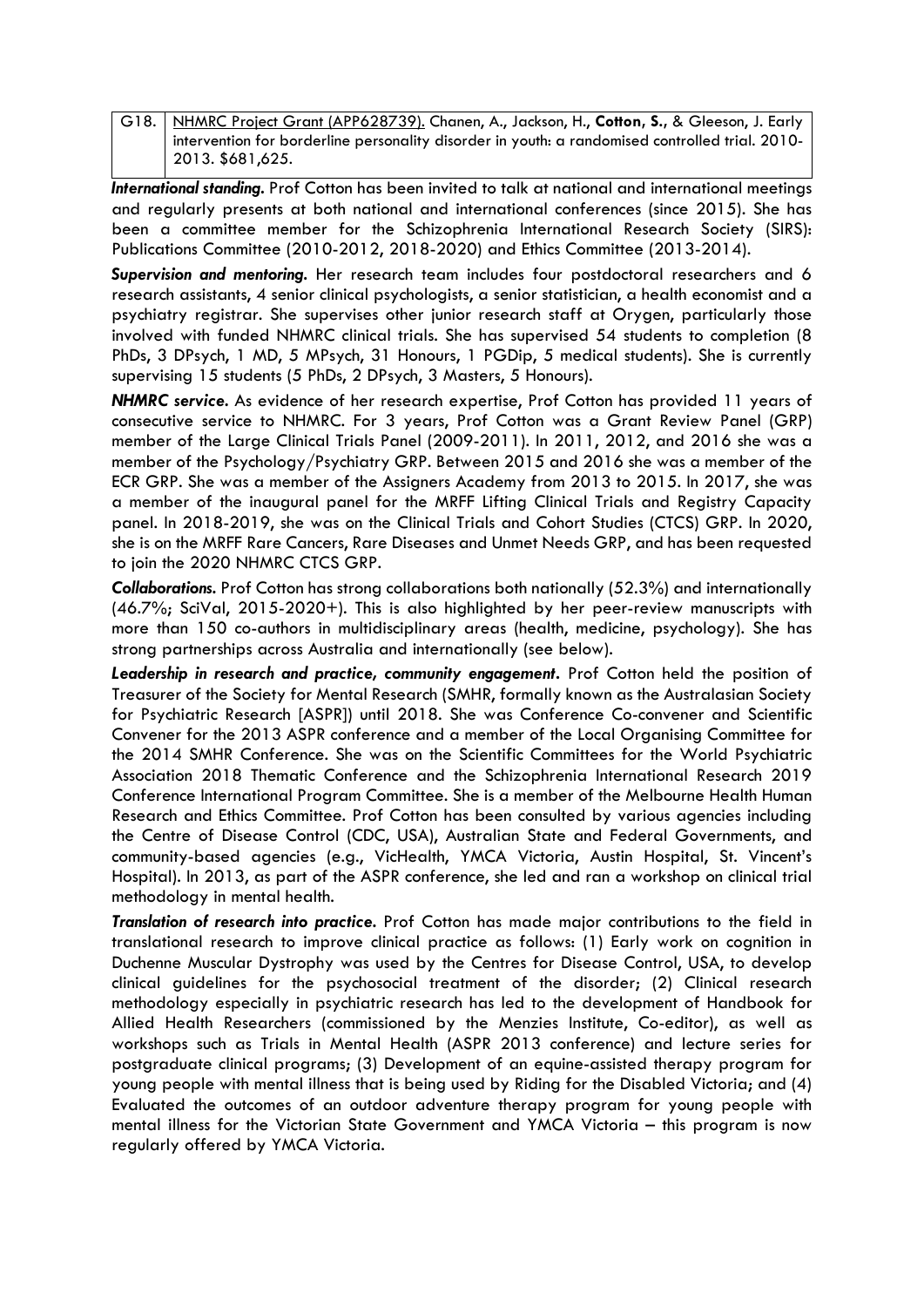| G18. | <u>NHMRC Project Grant (APP628739).</u> Chanen, A., Jackson, H., **Cotton, S.**, & Gleeson, J. Early intervention for borderline personality disorder in youth: a randomised controlled trial. 2010-2013. $681,625. |
|---|---|

***International standing.*** Prof Cotton has been invited to talk at national and international meetings and regularly presents at both national and international conferences (since 2015). She has been a committee member for the Schizophrenia International Research Society (SIRS): Publications Committee (2010-2012, 2018-2020) and Ethics Committee (2013-2014).

***Supervision and mentoring.*** Her research team includes four postdoctoral researchers and 6 research assistants, 4 senior clinical psychologists, a senior statistician, a health economist and a psychiatry registrar. She supervises other junior research staff at Orygen, particularly those involved with funded NHMRC clinical trials. She has supervised 54 students to completion (8 PhDs, 3 DPsych, 1 MD, 5 MPsych, 31 Honours, 1 PGDip, 5 medical students). She is currently supervising 15 students (5 PhDs, 2 DPsych, 3 Masters, 5 Honours).

***NHMRC service.*** As evidence of her research expertise, Prof Cotton has provided 11 years of consecutive service to NHMRC. For 3 years, Prof Cotton was a Grant Review Panel (GRP) member of the Large Clinical Trials Panel (2009-2011). In 2011, 2012, and 2016 she was a member of the Psychology/Psychiatry GRP. Between 2015 and 2016 she was a member of the ECR GRP. She was a member of the Assigners Academy from 2013 to 2015. In 2017, she was a member of the inaugural panel for the MRFF Lifting Clinical Trials and Registry Capacity panel. In 2018-2019, she was on the Clinical Trials and Cohort Studies (CTCS) GRP. In 2020, she is on the MRFF Rare Cancers, Rare Diseases and Unmet Needs GRP, and has been requested to join the 2020 NHMRC CTCS GRP.

***Collaborations.*** Prof Cotton has strong collaborations both nationally (52.3%) and internationally (46.7%; SciVal, 2015-2020+). This is also highlighted by her peer-review manuscripts with more than 150 co-authors in multidisciplinary areas (health, medicine, psychology). She has strong partnerships across Australia and internationally (see below).

***Leadership in research and practice, community engagement.*** Prof Cotton held the position of Treasurer of the Society for Mental Research (SMHR, formally known as the Australasian Society for Psychiatric Research [ASPR]) until 2018. She was Conference Co-convener and Scientific Convener for the 2013 ASPR conference and a member of the Local Organising Committee for the 2014 SMHR Conference. She was on the Scientific Committees for the World Psychiatric Association 2018 Thematic Conference and the Schizophrenia International Research 2019 Conference International Program Committee. She is a member of the Melbourne Health Human Research and Ethics Committee. Prof Cotton has been consulted by various agencies including the Centre of Disease Control (CDC, USA), Australian State and Federal Governments, and community-based agencies (e.g., VicHealth, YMCA Victoria, Austin Hospital, St. Vincent's Hospital). In 2013, as part of the ASPR conference, she led and ran a workshop on clinical trial methodology in mental health.

***Translation of research into practice.*** Prof Cotton has made major contributions to the field in translational research to improve clinical practice as follows: (1) Early work on cognition in Duchenne Muscular Dystrophy was used by the Centres for Disease Control, USA, to develop clinical guidelines for the psychosocial treatment of the disorder; (2) Clinical research methodology especially in psychiatric research has led to the development of Handbook for Allied Health Researchers (commissioned by the Menzies Institute, Co-editor), as well as workshops such as Trials in Mental Health (ASPR 2013 conference) and lecture series for postgraduate clinical programs; (3) Development of an equine-assisted therapy program for young people with mental illness that is being used by Riding for the Disabled Victoria; and (4) Evaluated the outcomes of an outdoor adventure therapy program for young people with mental illness for the Victorian State Government and YMCA Victoria – this program is now regularly offered by YMCA Victoria.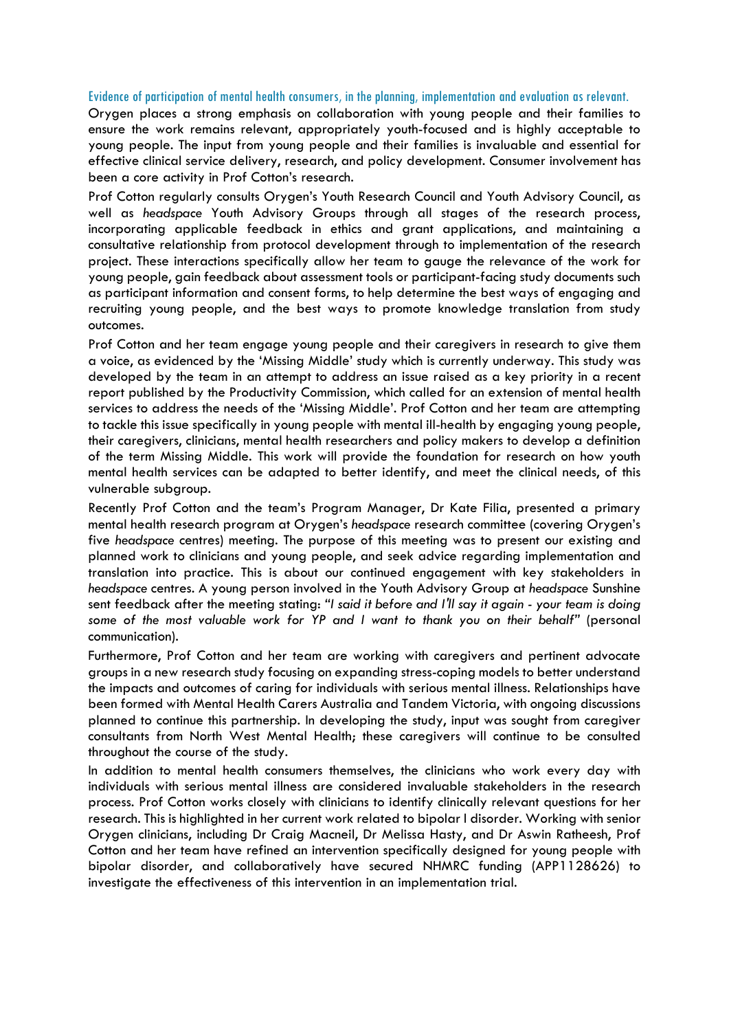## Evidence of participation of mental health consumers, in the planning, implementation and evaluation as relevant.

Orygen places a strong emphasis on collaboration with young people and their families to ensure the work remains relevant, appropriately youth-focused and is highly acceptable to young people. The input from young people and their families is invaluable and essential for effective clinical service delivery, research, and policy development. Consumer involvement has been a core activity in Prof Cotton's research.

Prof Cotton regularly consults Orygen's Youth Research Council and Youth Advisory Council, as well as *headspace* Youth Advisory Groups through all stages of the research process, incorporating applicable feedback in ethics and grant applications, and maintaining a consultative relationship from protocol development through to implementation of the research project. These interactions specifically allow her team to gauge the relevance of the work for young people, gain feedback about assessment tools or participant-facing study documents such as participant information and consent forms, to help determine the best ways of engaging and recruiting young people, and the best ways to promote knowledge translation from study outcomes.

Prof Cotton and her team engage young people and their caregivers in research to give them a voice, as evidenced by the 'Missing Middle' study which is currently underway. This study was developed by the team in an attempt to address an issue raised as a key priority in a recent report published by the Productivity Commission, which called for an extension of mental health services to address the needs of the 'Missing Middle'. Prof Cotton and her team are attempting to tackle this issue specifically in young people with mental ill-health by engaging young people, their caregivers, clinicians, mental health researchers and policy makers to develop a definition of the term Missing Middle. This work will provide the foundation for research on how youth mental health services can be adapted to better identify, and meet the clinical needs, of this vulnerable subgroup.

Recently Prof Cotton and the team's Program Manager, Dr Kate Filia, presented a primary mental health research program at Orygen's *headspace* research committee (covering Orygen's five *headspace* centres) meeting. The purpose of this meeting was to present our existing and planned work to clinicians and young people, and seek advice regarding implementation and translation into practice. This is about our continued engagement with key stakeholders in *headspace* centres. A young person involved in the Youth Advisory Group at *headspace* Sunshine sent feedback after the meeting stating: *"I said it before and I'll say it again - your team is doing some of the most valuable work for YP and I want to thank you on their behalf"* (personal communication).

Furthermore, Prof Cotton and her team are working with caregivers and pertinent advocate groups in a new research study focusing on expanding stress-coping models to better understand the impacts and outcomes of caring for individuals with serious mental illness. Relationships have been formed with Mental Health Carers Australia and Tandem Victoria, with ongoing discussions planned to continue this partnership. In developing the study, input was sought from caregiver consultants from North West Mental Health; these caregivers will continue to be consulted throughout the course of the study.

In addition to mental health consumers themselves, the clinicians who work every day with individuals with serious mental illness are considered invaluable stakeholders in the research process. Prof Cotton works closely with clinicians to identify clinically relevant questions for her research. This is highlighted in her current work related to bipolar I disorder. Working with senior Orygen clinicians, including Dr Craig Macneil, Dr Melissa Hasty, and Dr Aswin Ratheesh, Prof Cotton and her team have refined an intervention specifically designed for young people with bipolar disorder, and collaboratively have secured NHMRC funding (APP1128626) to investigate the effectiveness of this intervention in an implementation trial.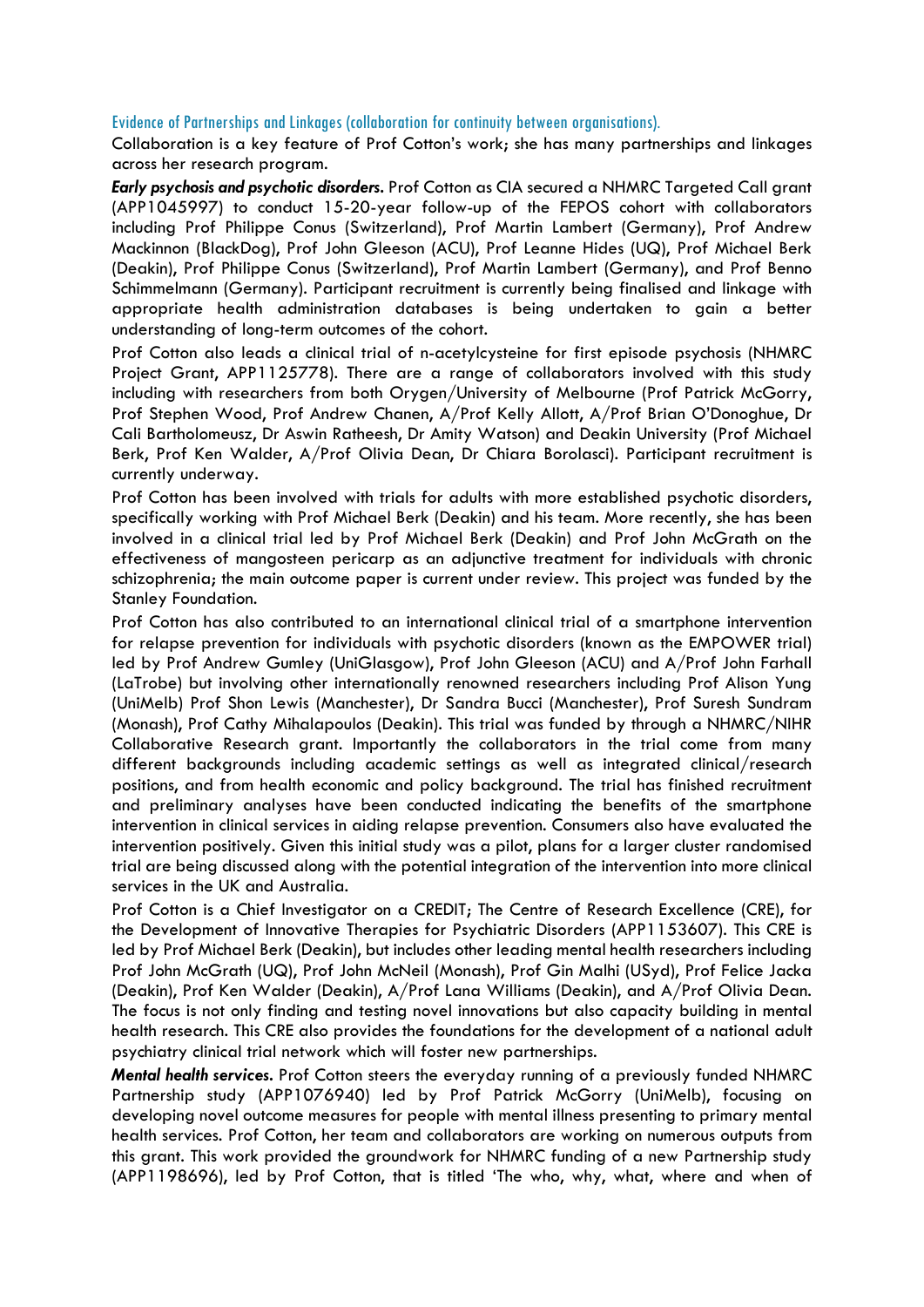### Evidence of Partnerships and Linkages (collaboration for continuity between organisations).

Collaboration is a key feature of Prof Cotton's work; she has many partnerships and linkages across her research program.

***Early psychosis and psychotic disorders.*** Prof Cotton as CIA secured a NHMRC Targeted Call grant (APP1045997) to conduct 15-20-year follow-up of the FEPOS cohort with collaborators including Prof Philippe Conus (Switzerland), Prof Martin Lambert (Germany), Prof Andrew Mackinnon (BlackDog), Prof John Gleeson (ACU), Prof Leanne Hides (UQ), Prof Michael Berk (Deakin), Prof Philippe Conus (Switzerland), Prof Martin Lambert (Germany), and Prof Benno Schimmelmann (Germany). Participant recruitment is currently being finalised and linkage with appropriate health administration databases is being undertaken to gain a better understanding of long-term outcomes of the cohort.

Prof Cotton also leads a clinical trial of n-acetylcysteine for first episode psychosis (NHMRC Project Grant, APP1125778). There are a range of collaborators involved with this study including with researchers from both Orygen/University of Melbourne (Prof Patrick McGorry, Prof Stephen Wood, Prof Andrew Chanen, A/Prof Kelly Allott, A/Prof Brian O'Donoghue, Dr Cali Bartholomeusz, Dr Aswin Ratheesh, Dr Amity Watson) and Deakin University (Prof Michael Berk, Prof Ken Walder, A/Prof Olivia Dean, Dr Chiara Borolasci). Participant recruitment is currently underway.

Prof Cotton has been involved with trials for adults with more established psychotic disorders, specifically working with Prof Michael Berk (Deakin) and his team. More recently, she has been involved in a clinical trial led by Prof Michael Berk (Deakin) and Prof John McGrath on the effectiveness of mangosteen pericarp as an adjunctive treatment for individuals with chronic schizophrenia; the main outcome paper is current under review. This project was funded by the Stanley Foundation.

Prof Cotton has also contributed to an international clinical trial of a smartphone intervention for relapse prevention for individuals with psychotic disorders (known as the EMPOWER trial) led by Prof Andrew Gumley (UniGlasgow), Prof John Gleeson (ACU) and A/Prof John Farhall (LaTrobe) but involving other internationally renowned researchers including Prof Alison Yung (UniMelb) Prof Shon Lewis (Manchester), Dr Sandra Bucci (Manchester), Prof Suresh Sundram (Monash), Prof Cathy Mihalapoulos (Deakin). This trial was funded by through a NHMRC/NIHR Collaborative Research grant. Importantly the collaborators in the trial come from many different backgrounds including academic settings as well as integrated clinical/research positions, and from health economic and policy background. The trial has finished recruitment and preliminary analyses have been conducted indicating the benefits of the smartphone intervention in clinical services in aiding relapse prevention. Consumers also have evaluated the intervention positively. Given this initial study was a pilot, plans for a larger cluster randomised trial are being discussed along with the potential integration of the intervention into more clinical services in the UK and Australia.

Prof Cotton is a Chief Investigator on a CREDIT; The Centre of Research Excellence (CRE), for the Development of Innovative Therapies for Psychiatric Disorders (APP1153607). This CRE is led by Prof Michael Berk (Deakin), but includes other leading mental health researchers including Prof John McGrath (UQ), Prof John McNeil (Monash), Prof Gin Malhi (USyd), Prof Felice Jacka (Deakin), Prof Ken Walder (Deakin), A/Prof Lana Williams (Deakin), and A/Prof Olivia Dean. The focus is not only finding and testing novel innovations but also capacity building in mental health research. This CRE also provides the foundations for the development of a national adult psychiatry clinical trial network which will foster new partnerships.

***Mental health services.*** Prof Cotton steers the everyday running of a previously funded NHMRC Partnership study (APP1076940) led by Prof Patrick McGorry (UniMelb), focusing on developing novel outcome measures for people with mental illness presenting to primary mental health services. Prof Cotton, her team and collaborators are working on numerous outputs from this grant. This work provided the groundwork for NHMRC funding of a new Partnership study (APP1198696), led by Prof Cotton, that is titled 'The who, why, what, where and when of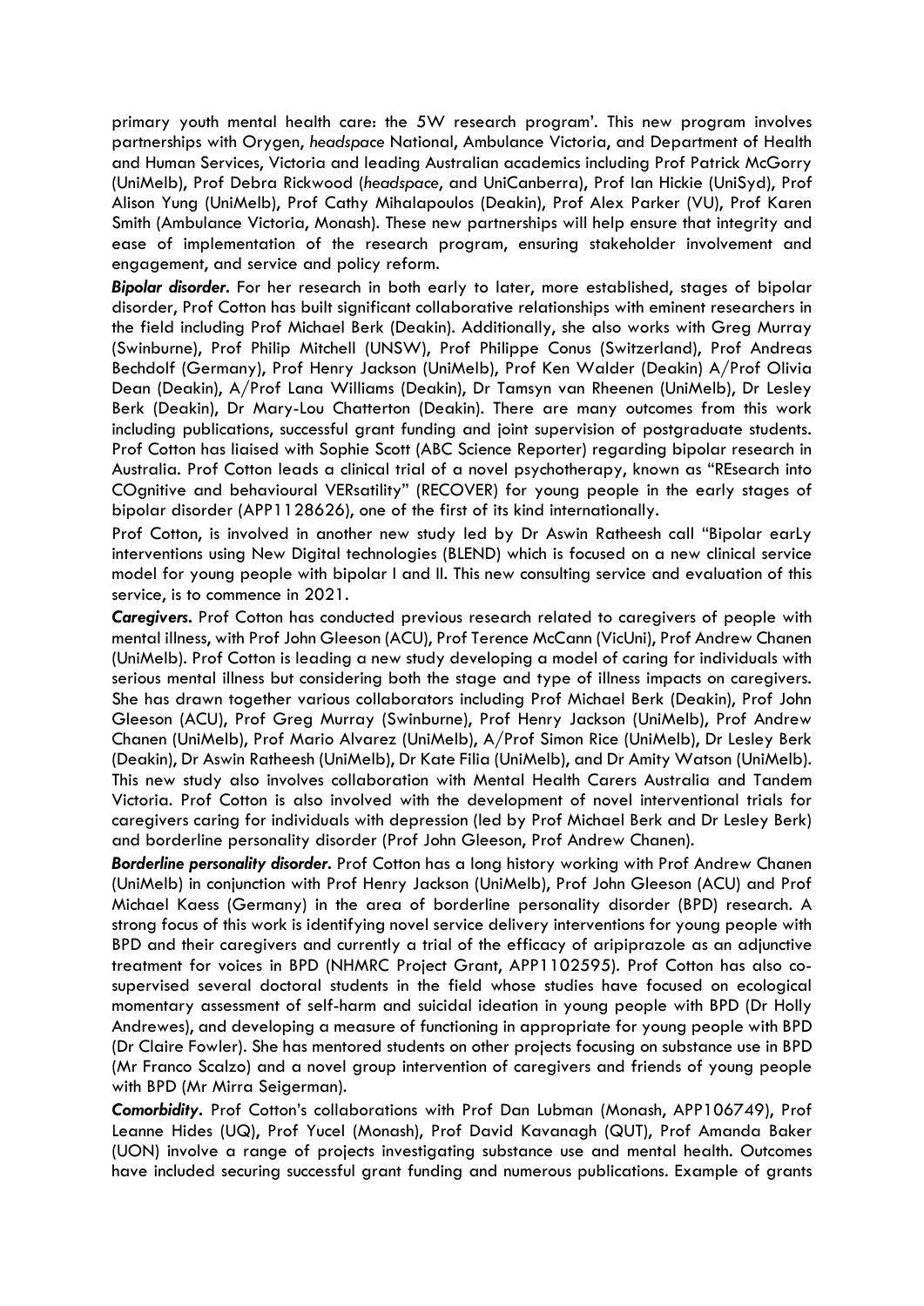primary youth mental health care: the 5W research program'. This new program involves partnerships with Orygen, *headspace* National, Ambulance Victoria, and Department of Health and Human Services, Victoria and leading Australian academics including Prof Patrick McGorry (UniMelb), Prof Debra Rickwood (*headspace*, and UniCanberra), Prof Ian Hickie (UniSyd), Prof Alison Yung (UniMelb), Prof Cathy Mihalapoulos (Deakin), Prof Alex Parker (VU), Prof Karen Smith (Ambulance Victoria, Monash). These new partnerships will help ensure that integrity and ease of implementation of the research program, ensuring stakeholder involvement and engagement, and service and policy reform.

***Bipolar disorder.*** For her research in both early to later, more established, stages of bipolar disorder, Prof Cotton has built significant collaborative relationships with eminent researchers in the field including Prof Michael Berk (Deakin). Additionally, she also works with Greg Murray (Swinburne), Prof Philip Mitchell (UNSW), Prof Philippe Conus (Switzerland), Prof Andreas Bechdolf (Germany), Prof Henry Jackson (UniMelb), Prof Ken Walder (Deakin) A/Prof Olivia Dean (Deakin), A/Prof Lana Williams (Deakin), Dr Tamsyn van Rheenen (UniMelb), Dr Lesley Berk (Deakin), Dr Mary-Lou Chatterton (Deakin). There are many outcomes from this work including publications, successful grant funding and joint supervision of postgraduate students. Prof Cotton has liaised with Sophie Scott (ABC Science Reporter) regarding bipolar research in Australia. Prof Cotton leads a clinical trial of a novel psychotherapy, known as "REsearch into COgnitive and behavioural VERsatility" (RECOVER) for young people in the early stages of bipolar disorder (APP1128626), one of the first of its kind internationally.

Prof Cotton, is involved in another new study led by Dr Aswin Ratheesh call "Bipolar earLy interventions using New Digital technologies (BLEND) which is focused on a new clinical service model for young people with bipolar I and II. This new consulting service and evaluation of this service, is to commence in 2021.

***Caregivers.*** Prof Cotton has conducted previous research related to caregivers of people with mental illness, with Prof John Gleeson (ACU), Prof Terence McCann (VicUni), Prof Andrew Chanen (UniMelb). Prof Cotton is leading a new study developing a model of caring for individuals with serious mental illness but considering both the stage and type of illness impacts on caregivers. She has drawn together various collaborators including Prof Michael Berk (Deakin), Prof John Gleeson (ACU), Prof Greg Murray (Swinburne), Prof Henry Jackson (UniMelb), Prof Andrew Chanen (UniMelb), Prof Mario Alvarez (UniMelb), A/Prof Simon Rice (UniMelb), Dr Lesley Berk (Deakin), Dr Aswin Ratheesh (UniMelb), Dr Kate Filia (UniMelb), and Dr Amity Watson (UniMelb). This new study also involves collaboration with Mental Health Carers Australia and Tandem Victoria. Prof Cotton is also involved with the development of novel interventional trials for caregivers caring for individuals with depression (led by Prof Michael Berk and Dr Lesley Berk) and borderline personality disorder (Prof John Gleeson, Prof Andrew Chanen).

***Borderline personality disorder.*** Prof Cotton has a long history working with Prof Andrew Chanen (UniMelb) in conjunction with Prof Henry Jackson (UniMelb), Prof John Gleeson (ACU) and Prof Michael Kaess (Germany) in the area of borderline personality disorder (BPD) research. A strong focus of this work is identifying novel service delivery interventions for young people with BPD and their caregivers and currently a trial of the efficacy of aripiprazole as an adjunctive treatment for voices in BPD (NHMRC Project Grant, APP1102595). Prof Cotton has also co-supervised several doctoral students in the field whose studies have focused on ecological momentary assessment of self-harm and suicidal ideation in young people with BPD (Dr Holly Andrewes), and developing a measure of functioning in appropriate for young people with BPD (Dr Claire Fowler). She has mentored students on other projects focusing on substance use in BPD (Mr Franco Scalzo) and a novel group intervention of caregivers and friends of young people with BPD (Mr Mirra Seigerman).

***Comorbidity.*** Prof Cotton's collaborations with Prof Dan Lubman (Monash, APP106749), Prof Leanne Hides (UQ), Prof Yucel (Monash), Prof David Kavanagh (QUT), Prof Amanda Baker (UON) involve a range of projects investigating substance use and mental health. Outcomes have included securing successful grant funding and numerous publications. Example of grants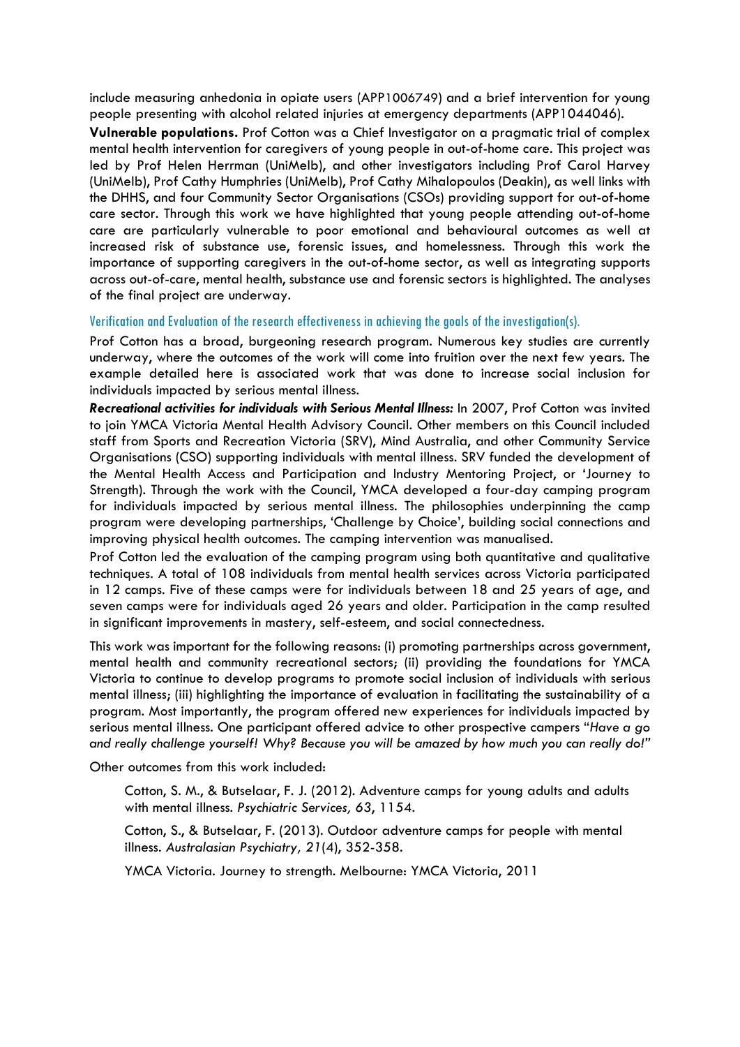include measuring anhedonia in opiate users (APP1006749) and a brief intervention for young people presenting with alcohol related injuries at emergency departments (APP1044046).

**Vulnerable populations.** Prof Cotton was a Chief Investigator on a pragmatic trial of complex mental health intervention for caregivers of young people in out-of-home care. This project was led by Prof Helen Herrman (UniMelb), and other investigators including Prof Carol Harvey (UniMelb), Prof Cathy Humphries (UniMelb), Prof Cathy Mihalopoulos (Deakin), as well links with the DHHS, and four Community Sector Organisations (CSOs) providing support for out-of-home care sector. Through this work we have highlighted that young people attending out-of-home care are particularly vulnerable to poor emotional and behavioural outcomes as well at increased risk of substance use, forensic issues, and homelessness. Through this work the importance of supporting caregivers in the out-of-home sector, as well as integrating supports across out-of-care, mental health, substance use and forensic sectors is highlighted. The analyses of the final project are underway.

### Verification and Evaluation of the research effectiveness in achieving the goals of the investigation(s).

Prof Cotton has a broad, burgeoning research program. Numerous key studies are currently underway, where the outcomes of the work will come into fruition over the next few years. The example detailed here is associated work that was done to increase social inclusion for individuals impacted by serious mental illness.

***Recreational activities for individuals with Serious Mental Illness:*** In 2007, Prof Cotton was invited to join YMCA Victoria Mental Health Advisory Council. Other members on this Council included staff from Sports and Recreation Victoria (SRV), Mind Australia, and other Community Service Organisations (CSO) supporting individuals with mental illness. SRV funded the development of the Mental Health Access and Participation and Industry Mentoring Project, or 'Journey to Strength). Through the work with the Council, YMCA developed a four-day camping program for individuals impacted by serious mental illness. The philosophies underpinning the camp program were developing partnerships, 'Challenge by Choice', building social connections and improving physical health outcomes. The camping intervention was manualised.

Prof Cotton led the evaluation of the camping program using both quantitative and qualitative techniques. A total of 108 individuals from mental health services across Victoria participated in 12 camps. Five of these camps were for individuals between 18 and 25 years of age, and seven camps were for individuals aged 26 years and older. Participation in the camp resulted in significant improvements in mastery, self-esteem, and social connectedness.

This work was important for the following reasons: (i) promoting partnerships across government, mental health and community recreational sectors; (ii) providing the foundations for YMCA Victoria to continue to develop programs to promote social inclusion of individuals with serious mental illness; (iii) highlighting the importance of evaluation in facilitating the sustainability of a program. Most importantly, the program offered new experiences for individuals impacted by serious mental illness. One participant offered advice to other prospective campers "*Have a go and really challenge yourself! Why? Because you will be amazed by how much you can really do!*"

Other outcomes from this work included:

> Cotton, S. M., & Butselaar, F. J. (2012). Adventure camps for young adults and adults with mental illness. *Psychiatric Services, 63*, 1154.
>
> Cotton, S., & Butselaar, F. (2013). Outdoor adventure camps for people with mental illness. *Australasian Psychiatry, 21*(4), 352-358.
>
> YMCA Victoria. Journey to strength. Melbourne: YMCA Victoria, 2011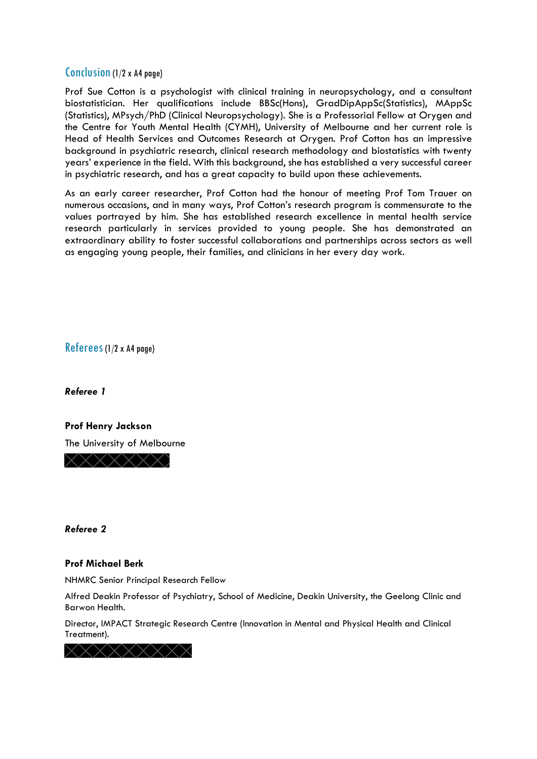## Conclusion (1/2 x A4 page)

Prof Sue Cotton is a psychologist with clinical training in neuropsychology, and a consultant biostatistician. Her qualifications include BBSc(Hons), GradDipAppSc(Statistics), MAppSc (Statistics), MPsych/PhD (Clinical Neuropsychology). She is a Professorial Fellow at Orygen and the Centre for Youth Mental Health (CYMH), University of Melbourne and her current role is Head of Health Services and Outcomes Research at Orygen. Prof Cotton has an impressive background in psychiatric research, clinical research methodology and biostatistics with twenty years' experience in the field. With this background, she has established a very successful career in psychiatric research, and has a great capacity to build upon these achievements.

As an early career researcher, Prof Cotton had the honour of meeting Prof Tom Trauer on numerous occasions, and in many ways, Prof Cotton's research program is commensurate to the values portrayed by him. She has established research excellence in mental health service research particularly in services provided to young people. She has demonstrated an extraordinary ability to foster successful collaborations and partnerships across sectors as well as engaging young people, their families, and clinicians in her every day work.

## Referees (1/2 x A4 page)

***Referee 1***

**Prof Henry Jackson**

The University of Melbourne

***Referee 2***

**Prof Michael Berk**

NHMRC Senior Principal Research Fellow

Alfred Deakin Professor of Psychiatry, School of Medicine, Deakin University, the Geelong Clinic and Barwon Health.

Director, IMPACT Strategic Research Centre (Innovation in Mental and Physical Health and Clinical Treatment).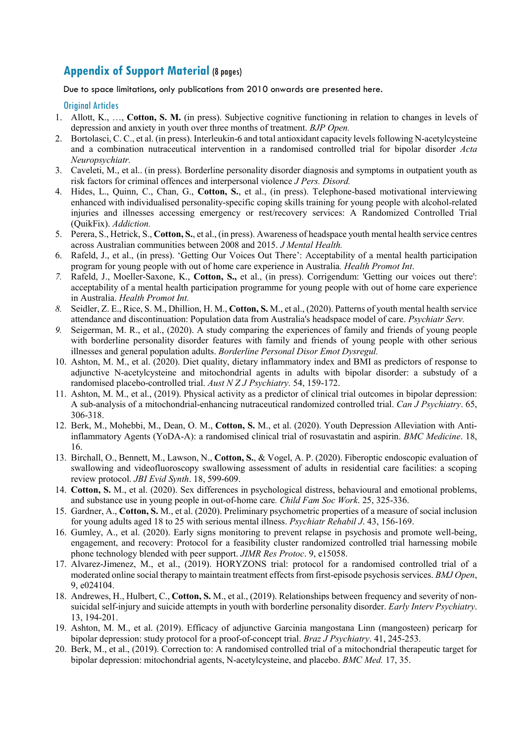## Appendix of Support Material (8 pages)

Due to space limitations, only publications from 2010 onwards are presented here.

### Original Articles

1. Allott, K., …, **Cotton, S. M.** (in press). Subjective cognitive functioning in relation to changes in levels of depression and anxiety in youth over three months of treatment. *BJP Open.*
2. Bortolasci, C. C., et al. (in press). Interleukin-6 and total antioxidant capacity levels following N-acetylcysteine and a combination nutraceutical intervention in a randomised controlled trial for bipolar disorder *Acta Neuropsychiatr.*
3. Caveleti, M., et al.. (in press). Borderline personality disorder diagnosis and symptoms in outpatient youth as risk factors for criminal offences and interpersonal violence *J Pers. Disord.*
4. Hides, L., Quinn, C., Chan, G., **Cotton, S.**, et al., (in press). Telephone-based motivational interviewing enhanced with individualised personality-specific coping skills training for young people with alcohol-related injuries and illnesses accessing emergency or rest/recovery services: A Randomized Controlled Trial (QuikFix). *Addiction.*
5. Perera, S., Hetrick, S., **Cotton, S.**, et al., (in press). Awareness of headspace youth mental health service centres across Australian communities between 2008 and 2015. *J Mental Health.*
6. Rafeld, J., et al., (in press). 'Getting Our Voices Out There': Acceptability of a mental health participation program for young people with out of home care experience in Australia. *Health Promot Int*.
7. Rafeld, J., Moeller-Saxone, K., **Cotton, S.,** et al., (in press). Corrigendum: 'Getting our voices out there': acceptability of a mental health participation programme for young people with out of home care experience in Australia. *Health Promot Int.*
8. Seidler, Z. E., Rice, S. M., Dhillion, H. M., **Cotton, S.** M., et al., (2020). Patterns of youth mental health service attendance and discontinuation: Population data from Australia's headspace model of care. *Psychiatr Serv.*
9. Seigerman, M. R., et al., (2020). A study comparing the experiences of family and friends of young people with borderline personality disorder features with family and friends of young people with other serious illnesses and general population adults. *Borderline Personal Disor Emot Dysregul.*
10. Ashton, M. M., et al. (2020). Diet quality, dietary inflammatory index and BMI as predictors of response to adjunctive N-acetylcysteine and mitochondrial agents in adults with bipolar disorder: a substudy of a randomised placebo-controlled trial. *Aust N Z J Psychiatry.* 54, 159-172.
11. Ashton, M. M., et al., (2019). Physical activity as a predictor of clinical trial outcomes in bipolar depression: A sub-analysis of a mitochondrial-enhancing nutraceutical randomized controlled trial. *Can J Psychiatry*. 65, 306-318.
12. Berk, M., Mohebbi, M., Dean, O. M., **Cotton, S.** M., et al. (2020). Youth Depression Alleviation with Anti-inflammatory Agents (YoDA-A): a randomised clinical trial of rosuvastatin and aspirin. *BMC Medicine*. 18, 16.
13. Birchall, O., Bennett, M., Lawson, N., **Cotton, S.**, & Vogel, A. P. (2020). Fiberoptic endoscopic evaluation of swallowing and videofluoroscopy swallowing assessment of adults in residential care facilities: a scoping review protocol. *JBI Evid Synth*. 18, 599-609.
14. **Cotton, S.** M., et al. (2020). Sex differences in psychological distress, behavioural and emotional problems, and substance use in young people in out-of-home care*.* *Child Fam Soc Work*. 25, 325-336.
15. Gardner, A., **Cotton, S.** M., et al. (2020). Preliminary psychometric properties of a measure of social inclusion for young adults aged 18 to 25 with serious mental illness. *Psychiatr Rehabil J*. 43, 156-169.
16. Gumley, A., et al. (2020). Early signs monitoring to prevent relapse in psychosis and promote well-being, engagement, and recovery: Protocol for a feasibility cluster randomized controlled trial harnessing mobile phone technology blended with peer support. *JIMR Res Protoc*. 9, e15058.
17. Alvarez-Jimenez, M., et al., (2019). HORYZONS trial: protocol for a randomised controlled trial of a moderated online social therapy to maintain treatment effects from first-episode psychosis services. *BMJ Open*, 9, e024104.
18. Andrewes, H., Hulbert, C., **Cotton, S.** M., et al., (2019). Relationships between frequency and severity of non-suicidal self-injury and suicide attempts in youth with borderline personality disorder. *Early Interv Psychiatry*. 13, 194-201.
19. Ashton, M. M., et al. (2019). Efficacy of adjunctive Garcinia mangostana Linn (mangosteen) pericarp for bipolar depression: study protocol for a proof-of-concept trial. *Braz J Psychiatry*. 41, 245-253.
20. Berk, M., et al., (2019). Correction to: A randomised controlled trial of a mitochondrial therapeutic target for bipolar depression: mitochondrial agents, N-acetylcysteine, and placebo. *BMC Med.* 17, 35.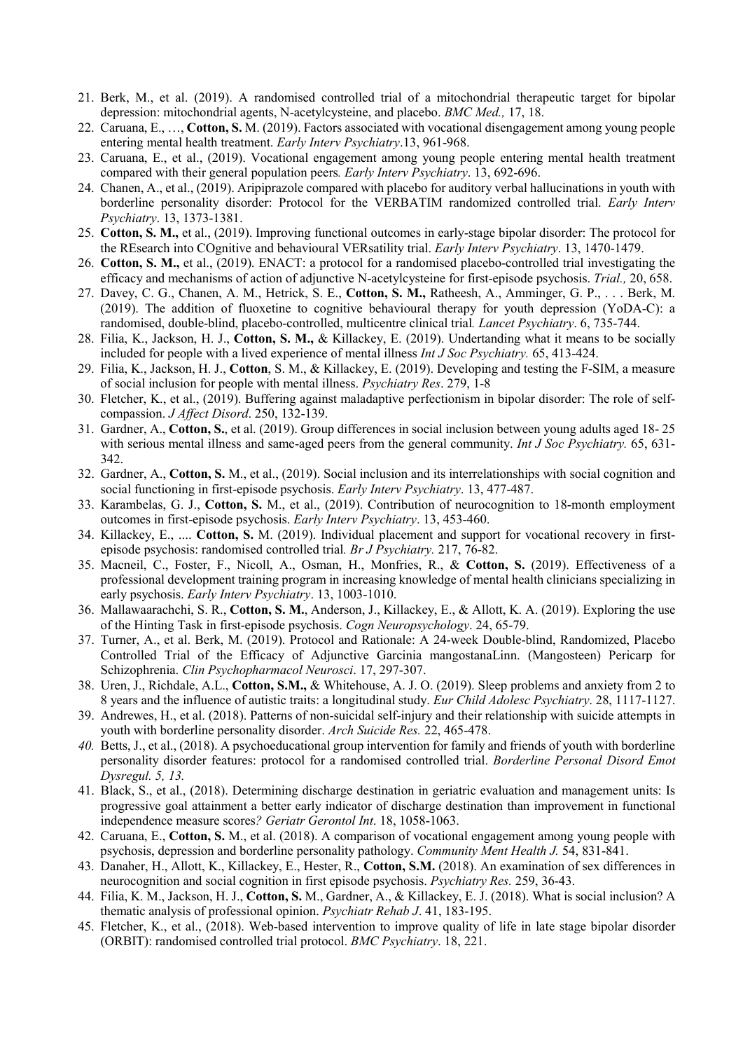21. Berk, M., et al. (2019). A randomised controlled trial of a mitochondrial therapeutic target for bipolar depression: mitochondrial agents, N-acetylcysteine, and placebo. *BMC Med.,* 17, 18.
22. Caruana, E., …, **Cotton, S.** M. (2019). Factors associated with vocational disengagement among young people entering mental health treatment. *Early Interv Psychiatry*.13, 961-968.
23. Caruana, E., et al., (2019). Vocational engagement among young people entering mental health treatment compared with their general population peers*. Early Interv Psychiatry*. 13, 692-696.
24. Chanen, A., et al., (2019). Aripiprazole compared with placebo for auditory verbal hallucinations in youth with borderline personality disorder: Protocol for the VERBATIM randomized controlled trial. *Early Interv Psychiatry*. 13, 1373-1381.
25. **Cotton, S. M.,** et al., (2019). Improving functional outcomes in early-stage bipolar disorder: The protocol for the REsearch into COgnitive and behavioural VERsatility trial. *Early Interv Psychiatry*. 13, 1470-1479.
26. **Cotton, S. M.,** et al., (2019). ENACT: a protocol for a randomised placebo-controlled trial investigating the efficacy and mechanisms of action of adjunctive N-acetylcysteine for first-episode psychosis. *Trial.,* 20, 658.
27. Davey, C. G., Chanen, A. M., Hetrick, S. E., **Cotton, S. M.,** Ratheesh, A., Amminger, G. P., . . . Berk, M. (2019). The addition of fluoxetine to cognitive behavioural therapy for youth depression (YoDA-C): a randomised, double-blind, placebo-controlled, multicentre clinical trial*. Lancet Psychiatry*. 6, 735-744.
28. Filia, K., Jackson, H. J., **Cotton, S. M.,** & Killackey, E. (2019). Undertanding what it means to be socially included for people with a lived experience of mental illness *Int J Soc Psychiatry.* 65, 413-424.
29. Filia, K., Jackson, H. J., **Cotton**, S. M., & Killackey, E. (2019). Developing and testing the F-SIM, a measure of social inclusion for people with mental illness. *Psychiatry Res*. 279, 1-8
30. Fletcher, K., et al., (2019). Buffering against maladaptive perfectionism in bipolar disorder: The role of self-compassion. *J Affect Disord*. 250, 132-139.
31. Gardner, A., **Cotton, S.**, et al. (2019). Group differences in social inclusion between young adults aged 18- 25 with serious mental illness and same-aged peers from the general community. *Int J Soc Psychiatry.* 65, 631-342.
32. Gardner, A., **Cotton, S.** M., et al., (2019). Social inclusion and its interrelationships with social cognition and social functioning in first-episode psychosis. *Early Interv Psychiatry*. 13, 477-487.
33. Karambelas, G. J., **Cotton, S.** M., et al., (2019). Contribution of neurocognition to 18-month employment outcomes in first-episode psychosis. *Early Interv Psychiatry*. 13, 453-460.
34. Killackey, E., .... **Cotton, S.** M. (2019). Individual placement and support for vocational recovery in first-episode psychosis: randomised controlled trial*. Br J Psychiatry.* 217, 76-82.
35. Macneil, C., Foster, F., Nicoll, A., Osman, H., Monfries, R., & **Cotton, S.** (2019). Effectiveness of a professional development training program in increasing knowledge of mental health clinicians specializing in early psychosis. *Early Interv Psychiatry*. 13, 1003-1010.
36. Mallawaarachchi, S. R., **Cotton, S. M.**, Anderson, J., Killackey, E., & Allott, K. A. (2019). Exploring the use of the Hinting Task in first-episode psychosis. *Cogn Neuropsychology*. 24, 65-79.
37. Turner, A., et al. Berk, M. (2019). Protocol and Rationale: A 24-week Double-blind, Randomized, Placebo Controlled Trial of the Efficacy of Adjunctive Garcinia mangostanaLinn. (Mangosteen) Pericarp for Schizophrenia. *Clin Psychopharmacol Neurosci*. 17, 297-307.
38. Uren, J., Richdale, A.L., **Cotton, S.M.,** & Whitehouse, A. J. O. (2019). Sleep problems and anxiety from 2 to 8 years and the influence of autistic traits: a longitudinal study. *Eur Child Adolesc Psychiatry*. 28, 1117-1127.
39. Andrewes, H., et al. (2018). Patterns of non-suicidal self-injury and their relationship with suicide attempts in youth with borderline personality disorder. *Arch Suicide Res.* 22, 465-478.
40. Betts, J., et al., (2018). A psychoeducational group intervention for family and friends of youth with borderline personality disorder features: protocol for a randomised controlled trial. *Borderline Personal Disord Emot Dysregul. 5, 13.*
41. Black, S., et al., (2018). Determining discharge destination in geriatric evaluation and management units: Is progressive goal attainment a better early indicator of discharge destination than improvement in functional independence measure scores*? Geriatr Gerontol Int*. 18, 1058-1063.
42. Caruana, E., **Cotton, S.** M., et al. (2018). A comparison of vocational engagement among young people with psychosis, depression and borderline personality pathology. *Community Ment Health J.* 54, 831-841.
43. Danaher, H., Allott, K., Killackey, E., Hester, R., **Cotton, S.M.** (2018). An examination of sex differences in neurocognition and social cognition in first episode psychosis. *Psychiatry Res.* 259, 36-43.
44. Filia, K. M., Jackson, H. J., **Cotton, S.** M., Gardner, A., & Killackey, E. J. (2018). What is social inclusion? A thematic analysis of professional opinion. *Psychiatr Rehab J*. 41, 183-195.
45. Fletcher, K., et al., (2018). Web-based intervention to improve quality of life in late stage bipolar disorder (ORBIT): randomised controlled trial protocol. *BMC Psychiatry*. 18, 221.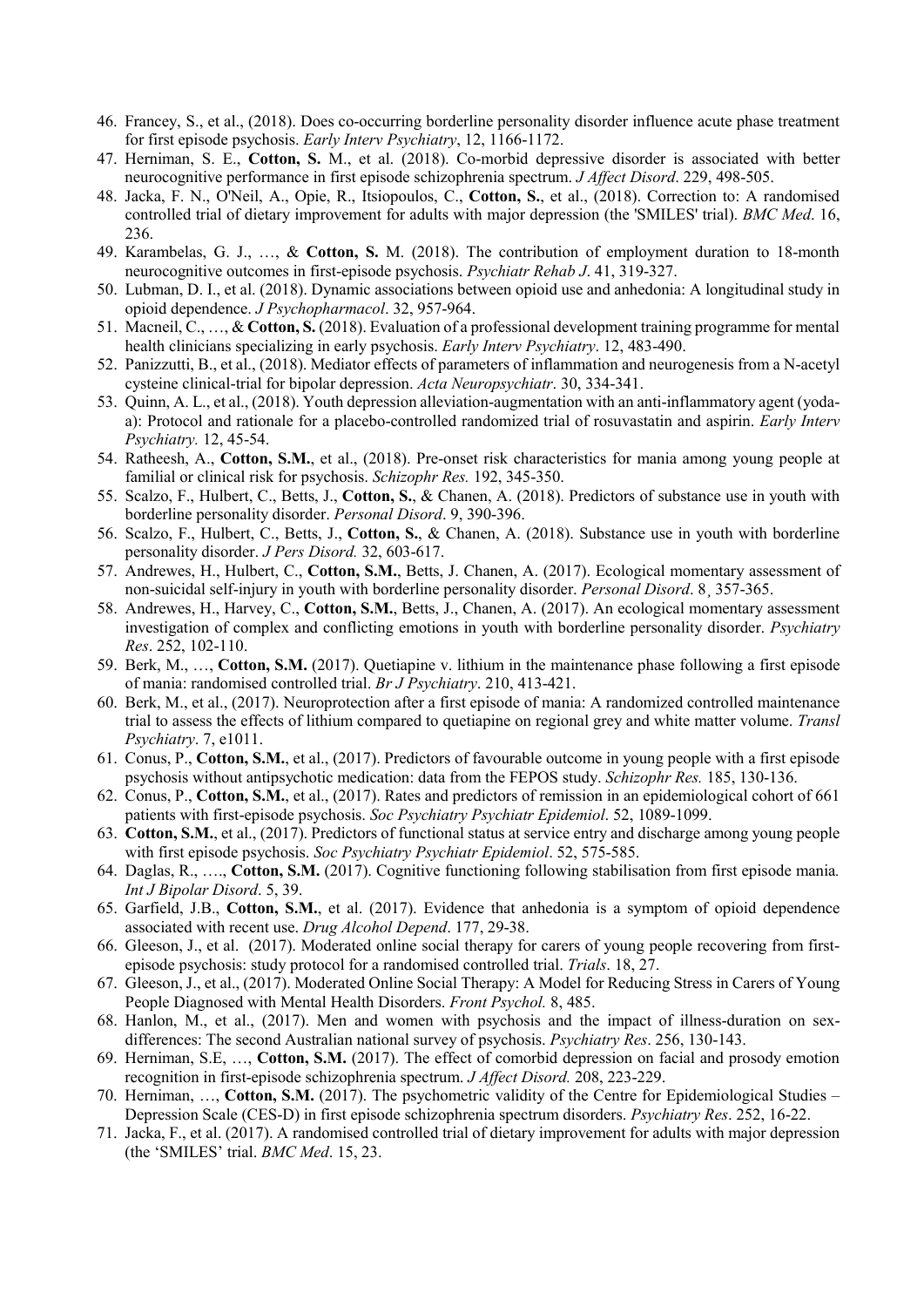46. Francey, S., et al., (2018). Does co-occurring borderline personality disorder influence acute phase treatment for first episode psychosis. *Early Interv Psychiatry*, 12, 1166-1172.
47. Herniman, S. E., **Cotton, S.** M., et al. (2018). Co-morbid depressive disorder is associated with better neurocognitive performance in first episode schizophrenia spectrum. *J Affect Disord*. 229, 498-505.
48. Jacka, F. N., O'Neil, A., Opie, R., Itsiopoulos, C., **Cotton, S.**, et al., (2018). Correction to: A randomised controlled trial of dietary improvement for adults with major depression (the 'SMILES' trial). *BMC Med*. 16, 236.
49. Karambelas, G. J., …, & **Cotton, S.** M. (2018). The contribution of employment duration to 18-month neurocognitive outcomes in first-episode psychosis. *Psychiatr Rehab J*. 41, 319-327.
50. Lubman, D. I., et al. (2018). Dynamic associations between opioid use and anhedonia: A longitudinal study in opioid dependence. *J Psychopharmacol*. 32, 957-964.
51. Macneil, C., …, & **Cotton, S.** (2018). Evaluation of a professional development training programme for mental health clinicians specializing in early psychosis. *Early Interv Psychiatry*. 12, 483-490.
52. Panizzutti, B., et al., (2018). Mediator effects of parameters of inflammation and neurogenesis from a N-acetyl cysteine clinical-trial for bipolar depression. *Acta Neuropsychiatr*. 30, 334-341.
53. Quinn, A. L., et al., (2018). Youth depression alleviation-augmentation with an anti-inflammatory agent (yoda-a): Protocol and rationale for a placebo-controlled randomized trial of rosuvastatin and aspirin. *Early Interv Psychiatry.* 12, 45-54.
54. Ratheesh, A., **Cotton, S.M.**, et al., (2018). Pre-onset risk characteristics for mania among young people at familial or clinical risk for psychosis. *Schizophr Res.* 192, 345-350.
55. Scalzo, F., Hulbert, C., Betts, J., **Cotton, S.**, & Chanen, A. (2018). Predictors of substance use in youth with borderline personality disorder. *Personal Disord*. 9, 390-396.
56. Scalzo, F., Hulbert, C., Betts, J., **Cotton, S.**, & Chanen, A. (2018). Substance use in youth with borderline personality disorder. *J Pers Disord.* 32, 603-617.
57. Andrewes, H., Hulbert, C., **Cotton, S.M.**, Betts, J. Chanen, A. (2017). Ecological momentary assessment of non-suicidal self-injury in youth with borderline personality disorder. *Personal Disord*. 8¸ 357-365.
58. Andrewes, H., Harvey, C., **Cotton, S.M.**, Betts, J., Chanen, A. (2017). An ecological momentary assessment investigation of complex and conflicting emotions in youth with borderline personality disorder. *Psychiatry Res*. 252, 102-110.
59. Berk, M., …, **Cotton, S.M.** (2017). Quetiapine v. lithium in the maintenance phase following a first episode of mania: randomised controlled trial. *Br J Psychiatry*. 210, 413-421.
60. Berk, M., et al., (2017). Neuroprotection after a first episode of mania: A randomized controlled maintenance trial to assess the effects of lithium compared to quetiapine on regional grey and white matter volume. *Transl Psychiatry*. 7, e1011.
61. Conus, P., **Cotton, S.M.**, et al., (2017). Predictors of favourable outcome in young people with a first episode psychosis without antipsychotic medication: data from the FEPOS study. *Schizophr Res.* 185, 130-136.
62. Conus, P., **Cotton, S.M.**, et al., (2017). Rates and predictors of remission in an epidemiological cohort of 661 patients with first-episode psychosis. *Soc Psychiatry Psychiatr Epidemiol*. 52, 1089-1099.
63. **Cotton, S.M.**, et al., (2017). Predictors of functional status at service entry and discharge among young people with first episode psychosis. *Soc Psychiatry Psychiatr Epidemiol*. 52, 575-585.
64. Daglas, R., …., **Cotton, S.M.** (2017). Cognitive functioning following stabilisation from first episode mania*. Int J Bipolar Disord*. 5, 39.
65. Garfield, J.B., **Cotton, S.M.**, et al. (2017). Evidence that anhedonia is a symptom of opioid dependence associated with recent use. *Drug Alcohol Depend*. 177, 29-38.
66. Gleeson, J., et al. (2017). Moderated online social therapy for carers of young people recovering from first-episode psychosis: study protocol for a randomised controlled trial. *Trials*. 18, 27.
67. Gleeson, J., et al., (2017). Moderated Online Social Therapy: A Model for Reducing Stress in Carers of Young People Diagnosed with Mental Health Disorders. *Front Psychol.* 8, 485.
68. Hanlon, M., et al., (2017). Men and women with psychosis and the impact of illness-duration on sex-differences: The second Australian national survey of psychosis. *Psychiatry Res*. 256, 130-143.
69. Herniman, S.E, …, **Cotton, S.M.** (2017). The effect of comorbid depression on facial and prosody emotion recognition in first-episode schizophrenia spectrum. *J Affect Disord.* 208, 223-229.
70. Herniman, …, **Cotton, S.M.** (2017). The psychometric validity of the Centre for Epidemiological Studies – Depression Scale (CES-D) in first episode schizophrenia spectrum disorders. *Psychiatry Res*. 252, 16-22.
71. Jacka, F., et al. (2017). A randomised controlled trial of dietary improvement for adults with major depression (the 'SMILES' trial. *BMC Med*. 15, 23.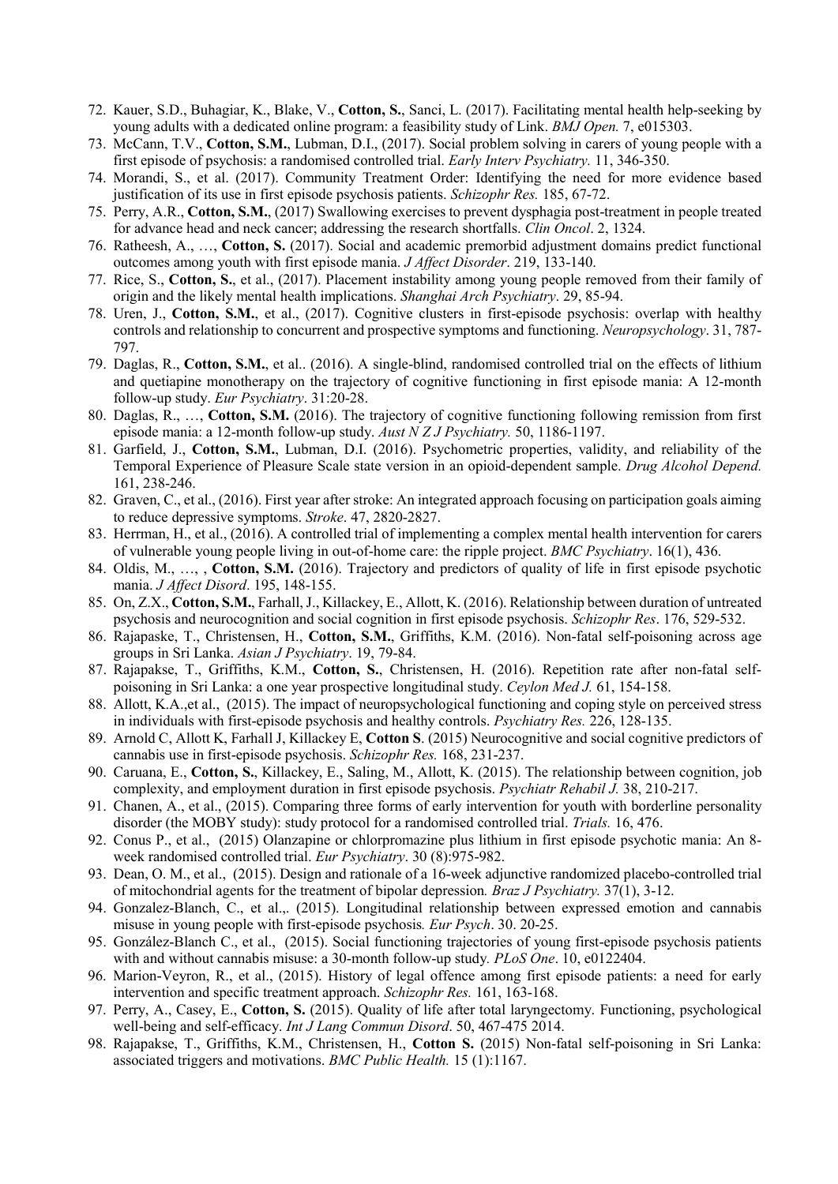72. Kauer, S.D., Buhagiar, K., Blake, V., **Cotton, S.**, Sanci, L. (2017). Facilitating mental health help-seeking by young adults with a dedicated online program: a feasibility study of Link. *BMJ Open.* 7, e015303.
73. McCann, T.V., **Cotton, S.M.**, Lubman, D.I., (2017). Social problem solving in carers of young people with a first episode of psychosis: a randomised controlled trial. *Early Interv Psychiatry.* 11, 346-350.
74. Morandi, S., et al. (2017). Community Treatment Order: Identifying the need for more evidence based justification of its use in first episode psychosis patients. *Schizophr Res.* 185, 67-72.
75. Perry, A.R., **Cotton, S.M.**, (2017) Swallowing exercises to prevent dysphagia post-treatment in people treated for advance head and neck cancer; addressing the research shortfalls. *Clin Oncol*. 2, 1324.
76. Ratheesh, A., …, **Cotton, S.** (2017). Social and academic premorbid adjustment domains predict functional outcomes among youth with first episode mania. *J Affect Disorder*. 219, 133-140.
77. Rice, S., **Cotton, S.**, et al., (2017). Placement instability among young people removed from their family of origin and the likely mental health implications. *Shanghai Arch Psychiatry*. 29, 85-94.
78. Uren, J., **Cotton, S.M.**, et al., (2017). Cognitive clusters in first-episode psychosis: overlap with healthy controls and relationship to concurrent and prospective symptoms and functioning. *Neuropsychology*. 31, 787-797.
79. Daglas, R., **Cotton, S.M.**, et al.. (2016). A single-blind, randomised controlled trial on the effects of lithium and quetiapine monotherapy on the trajectory of cognitive functioning in first episode mania: A 12-month follow-up study. *Eur Psychiatry*. 31:20-28.
80. Daglas, R., …, **Cotton, S.M.** (2016). The trajectory of cognitive functioning following remission from first episode mania: a 12-month follow-up study. *Aust N Z J Psychiatry.* 50, 1186-1197.
81. Garfield, J., **Cotton, S.M.**, Lubman, D.I. (2016). Psychometric properties, validity, and reliability of the Temporal Experience of Pleasure Scale state version in an opioid-dependent sample. *Drug Alcohol Depend.* 161, 238-246.
82. Graven, C., et al., (2016). First year after stroke: An integrated approach focusing on participation goals aiming to reduce depressive symptoms. *Stroke*. 47, 2820-2827.
83. Herrman, H., et al., (2016). A controlled trial of implementing a complex mental health intervention for carers of vulnerable young people living in out-of-home care: the ripple project. *BMC Psychiatry*. 16(1), 436.
84. Oldis, M., …, , **Cotton, S.M.** (2016). Trajectory and predictors of quality of life in first episode psychotic mania. *J Affect Disord*. 195, 148-155.
85. On, Z.X., **Cotton, S.M.**, Farhall, J., Killackey, E., Allott, K. (2016). Relationship between duration of untreated psychosis and neurocognition and social cognition in first episode psychosis. *Schizophr Res*. 176, 529-532.
86. Rajapaske, T., Christensen, H., **Cotton, S.M.**, Griffiths, K.M. (2016). Non-fatal self-poisoning across age groups in Sri Lanka. *Asian J Psychiatry*. 19, 79-84.
87. Rajapakse, T., Griffiths, K.M., **Cotton, S.**, Christensen, H. (2016). Repetition rate after non-fatal self-poisoning in Sri Lanka: a one year prospective longitudinal study. *Ceylon Med J.* 61, 154-158.
88. Allott, K.A.,et al., (2015). The impact of neuropsychological functioning and coping style on perceived stress in individuals with first-episode psychosis and healthy controls. *Psychiatry Res.* 226, 128-135.
89. Arnold C, Allott K, Farhall J, Killackey E, **Cotton S**. (2015) Neurocognitive and social cognitive predictors of cannabis use in first-episode psychosis. *Schizophr Res.* 168, 231-237.
90. Caruana, E., **Cotton, S.**, Killackey, E., Saling, M., Allott, K. (2015). The relationship between cognition, job complexity, and employment duration in first episode psychosis. *Psychiatr Rehabil J.* 38, 210-217.
91. Chanen, A., et al., (2015). Comparing three forms of early intervention for youth with borderline personality disorder (the MOBY study): study protocol for a randomised controlled trial. *Trials.* 16, 476.
92. Conus P., et al., (2015) Olanzapine or chlorpromazine plus lithium in first episode psychotic mania: An 8-week randomised controlled trial. *Eur Psychiatry*. 30 (8):975-982.
93. Dean, O. M., et al., (2015). Design and rationale of a 16-week adjunctive randomized placebo-controlled trial of mitochondrial agents for the treatment of bipolar depression. *Braz J Psychiatry.* 37(1), 3-12.
94. Gonzalez-Blanch, C., et al.,. (2015). Longitudinal relationship between expressed emotion and cannabis misuse in young people with first-episode psychosis. *Eur Psych*. 30. 20-25.
95. González-Blanch C., et al., (2015). Social functioning trajectories of young first-episode psychosis patients with and without cannabis misuse: a 30-month follow-up study. *PLoS One*. 10, e0122404.
96. Marion-Veyron, R., et al., (2015). History of legal offence among first episode patients: a need for early intervention and specific treatment approach. *Schizophr Res.* 161, 163-168.
97. Perry, A., Casey, E., **Cotton, S.** (2015). Quality of life after total laryngectomy. Functioning, psychological well-being and self-efficacy. *Int J Lang Commun Disord*. 50, 467-475 2014.
98. Rajapakse, T., Griffiths, K.M., Christensen, H., **Cotton S.** (2015) Non-fatal self-poisoning in Sri Lanka: associated triggers and motivations. *BMC Public Health.* 15 (1):1167.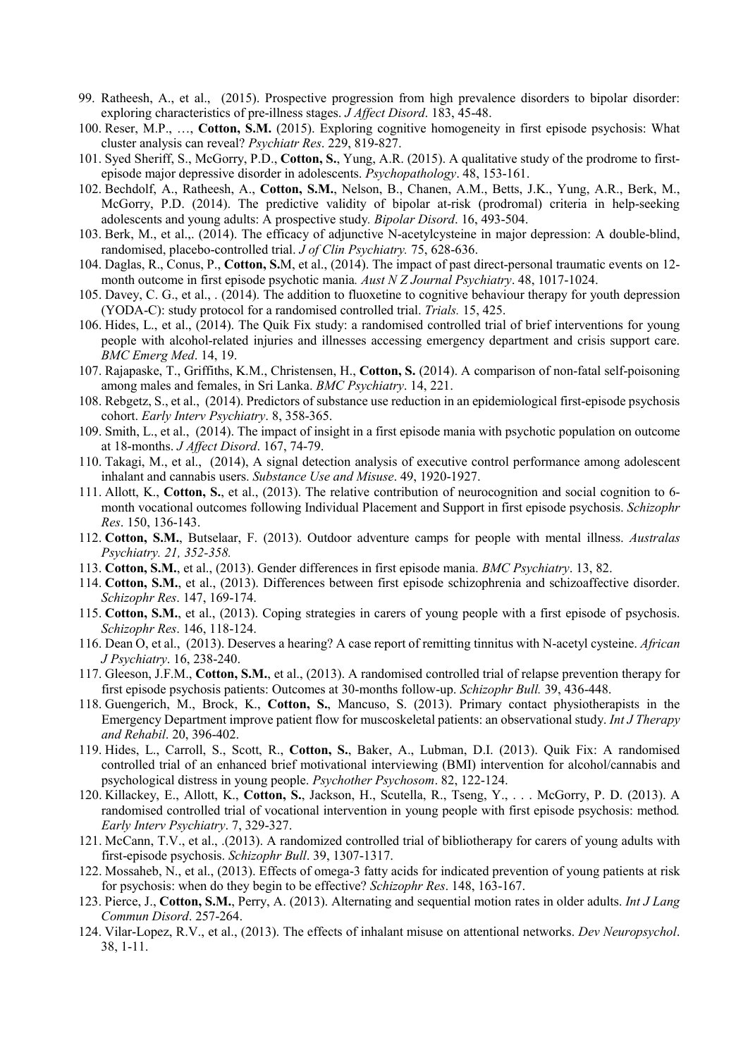99. Ratheesh, A., et al., (2015). Prospective progression from high prevalence disorders to bipolar disorder: exploring characteristics of pre-illness stages. *J Affect Disord*. 183, 45-48.
100. Reser, M.P., …, **Cotton, S.M.** (2015). Exploring cognitive homogeneity in first episode psychosis: What cluster analysis can reveal? *Psychiatr Res*. 229, 819-827.
101. Syed Sheriff, S., McGorry, P.D., **Cotton, S.**, Yung, A.R. (2015). A qualitative study of the prodrome to first-episode major depressive disorder in adolescents. *Psychopathology*. 48, 153-161.
102. Bechdolf, A., Ratheesh, A., **Cotton, S.M.**, Nelson, B., Chanen, A.M., Betts, J.K., Yung, A.R., Berk, M., McGorry, P.D. (2014). The predictive validity of bipolar at-risk (prodromal) criteria in help-seeking adolescents and young adults: A prospective study. *Bipolar Disord*. 16, 493-504.
103. Berk, M., et al.,. (2014). The efficacy of adjunctive N-acetylcysteine in major depression: A double-blind, randomised, placebo-controlled trial. *J of Clin Psychiatry.* 75, 628-636.
104. Daglas, R., Conus, P., **Cotton, S.**M, et al., (2014). The impact of past direct-personal traumatic events on 12-month outcome in first episode psychotic mania. *Aust N Z Journal Psychiatry*. 48, 1017-1024.
105. Davey, C. G., et al., . (2014). The addition to fluoxetine to cognitive behaviour therapy for youth depression (YODA-C): study protocol for a randomised controlled trial. *Trials.* 15, 425.
106. Hides, L., et al., (2014). The Quik Fix study: a randomised controlled trial of brief interventions for young people with alcohol-related injuries and illnesses accessing emergency department and crisis support care. *BMC Emerg Med*. 14, 19.
107. Rajapaske, T., Griffiths, K.M., Christensen, H., **Cotton, S.** (2014). A comparison of non-fatal self-poisoning among males and females, in Sri Lanka. *BMC Psychiatry*. 14, 221.
108. Rebgetz, S., et al., (2014). Predictors of substance use reduction in an epidemiological first-episode psychosis cohort. *Early Interv Psychiatry*. 8, 358-365.
109. Smith, L., et al., (2014). The impact of insight in a first episode mania with psychotic population on outcome at 18-months. *J Affect Disord*. 167, 74-79.
110. Takagi, M., et al., (2014), A signal detection analysis of executive control performance among adolescent inhalant and cannabis users. *Substance Use and Misuse*. 49, 1920-1927.
111. Allott, K., **Cotton, S.**, et al., (2013). The relative contribution of neurocognition and social cognition to 6-month vocational outcomes following Individual Placement and Support in first episode psychosis. *Schizophr Res*. 150, 136-143.
112. **Cotton, S.M.**, Butselaar, F. (2013). Outdoor adventure camps for people with mental illness. *Australas Psychiatry. 21, 352-358.*
113. **Cotton, S.M.**, et al., (2013). Gender differences in first episode mania. *BMC Psychiatry*. 13, 82.
114. **Cotton, S.M.**, et al., (2013). Differences between first episode schizophrenia and schizoaffective disorder. *Schizophr Res*. 147, 169-174.
115. **Cotton, S.M.**, et al., (2013). Coping strategies in carers of young people with a first episode of psychosis. *Schizophr Res*. 146, 118-124.
116. Dean O, et al., (2013). Deserves a hearing? A case report of remitting tinnitus with N-acetyl cysteine. *African J Psychiatry*. 16, 238-240.
117. Gleeson, J.F.M., **Cotton, S.M.**, et al., (2013). A randomised controlled trial of relapse prevention therapy for first episode psychosis patients: Outcomes at 30-months follow-up. *Schizophr Bull.* 39, 436-448.
118. Guengerich, M., Brock, K., **Cotton, S.**, Mancuso, S. (2013). Primary contact physiotherapists in the Emergency Department improve patient flow for muscoskeletal patients: an observational study. *Int J Therapy and Rehabil*. 20, 396-402.
119. Hides, L., Carroll, S., Scott, R., **Cotton, S.**, Baker, A., Lubman, D.I. (2013). Quik Fix: A randomised controlled trial of an enhanced brief motivational interviewing (BMI) intervention for alcohol/cannabis and psychological distress in young people. *Psychother Psychosom*. 82, 122-124.
120. Killackey, E., Allott, K., **Cotton, S.**, Jackson, H., Scutella, R., Tseng, Y., . . . McGorry, P. D. (2013). A randomised controlled trial of vocational intervention in young people with first episode psychosis: method*. Early Interv Psychiatry*. 7, 329-327.
121. McCann, T.V., et al., .(2013). A randomized controlled trial of bibliotherapy for carers of young adults with first-episode psychosis. *Schizophr Bull*. 39, 1307-1317.
122. Mossaheb, N., et al., (2013). Effects of omega-3 fatty acids for indicated prevention of young patients at risk for psychosis: when do they begin to be effective? *Schizophr Res*. 148, 163-167.
123. Pierce, J., **Cotton, S.M.**, Perry, A. (2013). Alternating and sequential motion rates in older adults. *Int J Lang Commun Disord*. 257-264.
124. Vilar-Lopez, R.V., et al., (2013). The effects of inhalant misuse on attentional networks. *Dev Neuropsychol*. 38, 1-11.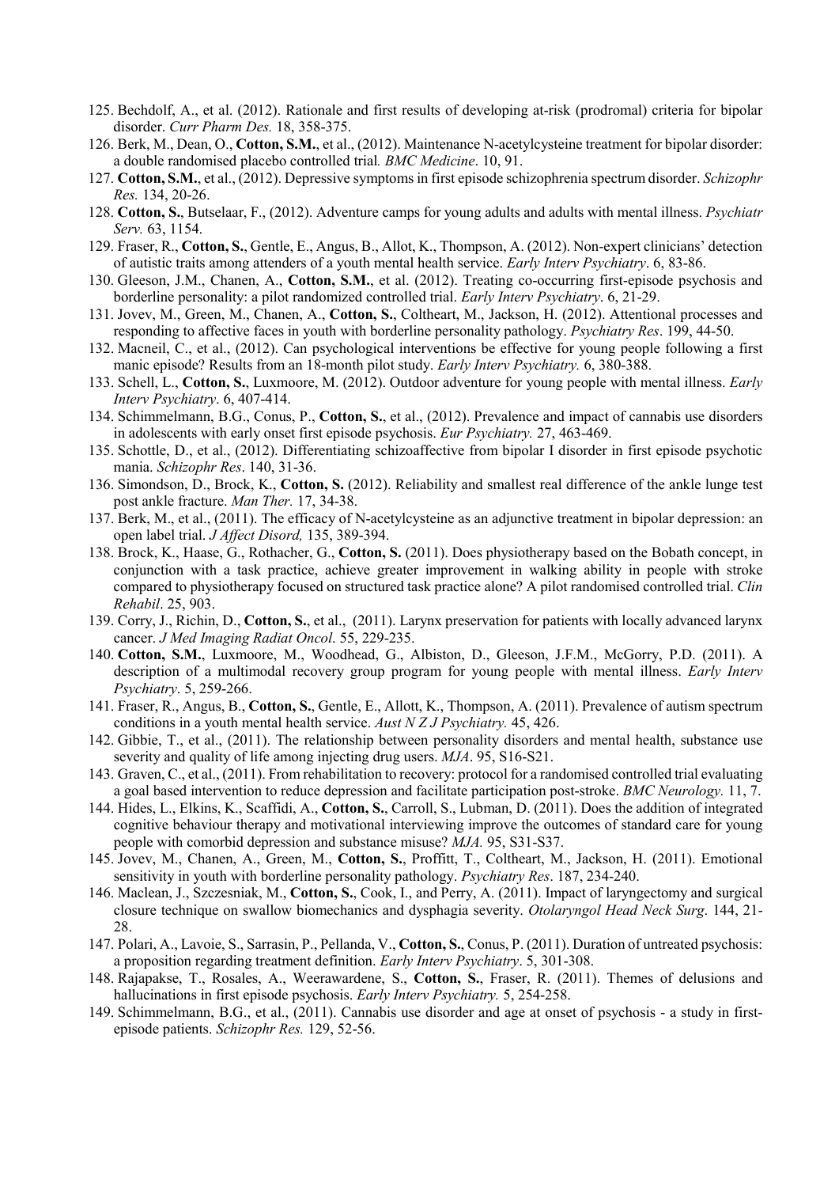125. Bechdolf, A., et al. (2012). Rationale and first results of developing at-risk (prodromal) criteria for bipolar disorder. *Curr Pharm Des.* 18, 358-375.
126. Berk, M., Dean, O., **Cotton, S.M.**, et al., (2012). Maintenance N-acetylcysteine treatment for bipolar disorder: a double randomised placebo controlled trial. *BMC Medicine*. 10, 91.
127. **Cotton, S.M.**, et al., (2012). Depressive symptoms in first episode schizophrenia spectrum disorder. *Schizophr Res.* 134, 20-26.
128. **Cotton, S.**, Butselaar, F., (2012). Adventure camps for young adults and adults with mental illness. *Psychiatr Serv.* 63, 1154.
129. Fraser, R., **Cotton, S.**, Gentle, E., Angus, B., Allot, K., Thompson, A. (2012). Non-expert clinicians' detection of autistic traits among attenders of a youth mental health service. *Early Interv Psychiatry*. 6, 83-86.
130. Gleeson, J.M., Chanen, A., **Cotton, S.M.**, et al. (2012). Treating co-occurring first-episode psychosis and borderline personality: a pilot randomized controlled trial. *Early Interv Psychiatry*. 6, 21-29.
131. Jovev, M., Green, M., Chanen, A., **Cotton, S.**, Coltheart, M., Jackson, H. (2012). Attentional processes and responding to affective faces in youth with borderline personality pathology. *Psychiatry Res*. 199, 44-50.
132. Macneil, C., et al., (2012). Can psychological interventions be effective for young people following a first manic episode? Results from an 18-month pilot study. *Early Interv Psychiatry.* 6, 380-388.
133. Schell, L., **Cotton, S.**, Luxmoore, M. (2012). Outdoor adventure for young people with mental illness. *Early Interv Psychiatry*. 6, 407-414.
134. Schimmelmann, B.G., Conus, P., **Cotton, S.**, et al., (2012). Prevalence and impact of cannabis use disorders in adolescents with early onset first episode psychosis. *Eur Psychiatry.* 27, 463-469.
135. Schottle, D., et al., (2012). Differentiating schizoaffective from bipolar I disorder in first episode psychotic mania. *Schizophr Res*. 140, 31-36.
136. Simondson, D., Brock, K., **Cotton, S.** (2012). Reliability and smallest real difference of the ankle lunge test post ankle fracture. *Man Ther.* 17, 34-38.
137. Berk, M., et al., (2011). The efficacy of N-acetylcysteine as an adjunctive treatment in bipolar depression: an open label trial. *J Affect Disord,* 135, 389-394.
138. Brock, K., Haase, G., Rothacher, G., **Cotton, S.** (2011). Does physiotherapy based on the Bobath concept, in conjunction with a task practice, achieve greater improvement in walking ability in people with stroke compared to physiotherapy focused on structured task practice alone? A pilot randomised controlled trial. *Clin Rehabil*. 25, 903.
139. Corry, J., Richin, D., **Cotton, S.**, et al., (2011). Larynx preservation for patients with locally advanced larynx cancer. *J Med Imaging Radiat Oncol*. 55, 229-235.
140. **Cotton, S.M.**, Luxmoore, M., Woodhead, G., Albiston, D., Gleeson, J.F.M., McGorry, P.D. (2011). A description of a multimodal recovery group program for young people with mental illness. *Early Interv Psychiatry*. 5, 259-266.
141. Fraser, R., Angus, B., **Cotton, S.**, Gentle, E., Allott, K., Thompson, A. (2011). Prevalence of autism spectrum conditions in a youth mental health service. *Aust N Z J Psychiatry.* 45, 426.
142. Gibbie, T., et al., (2011). The relationship between personality disorders and mental health, substance use severity and quality of life among injecting drug users. *MJA*. 95, S16-S21.
143. Graven, C., et al., (2011). From rehabilitation to recovery: protocol for a randomised controlled trial evaluating a goal based intervention to reduce depression and facilitate participation post-stroke. *BMC Neurology.* 11, 7.
144. Hides, L., Elkins, K., Scaffidi, A., **Cotton, S.**, Carroll, S., Lubman, D. (2011). Does the addition of integrated cognitive behaviour therapy and motivational interviewing improve the outcomes of standard care for young people with comorbid depression and substance misuse? *MJA.* 95, S31-S37.
145. Jovev, M., Chanen, A., Green, M., **Cotton, S.**, Proffitt, T., Coltheart, M., Jackson, H. (2011). Emotional sensitivity in youth with borderline personality pathology. *Psychiatry Res*. 187, 234-240.
146. Maclean, J., Szczesniak, M., **Cotton, S.**, Cook, I., and Perry, A. (2011). Impact of laryngectomy and surgical closure technique on swallow biomechanics and dysphagia severity. *Otolaryngol Head Neck Surg*. 144, 21-28.
147. Polari, A., Lavoie, S., Sarrasin, P., Pellanda, V., **Cotton, S.**, Conus, P. (2011). Duration of untreated psychosis: a proposition regarding treatment definition. *Early Interv Psychiatry*. 5, 301-308.
148. Rajapakse, T., Rosales, A., Weerawardene, S., **Cotton, S.**, Fraser, R. (2011). Themes of delusions and hallucinations in first episode psychosis. *Early Interv Psychiatry.* 5, 254-258.
149. Schimmelmann, B.G., et al., (2011). Cannabis use disorder and age at onset of psychosis - a study in first-episode patients. *Schizophr Res.* 129, 52-56.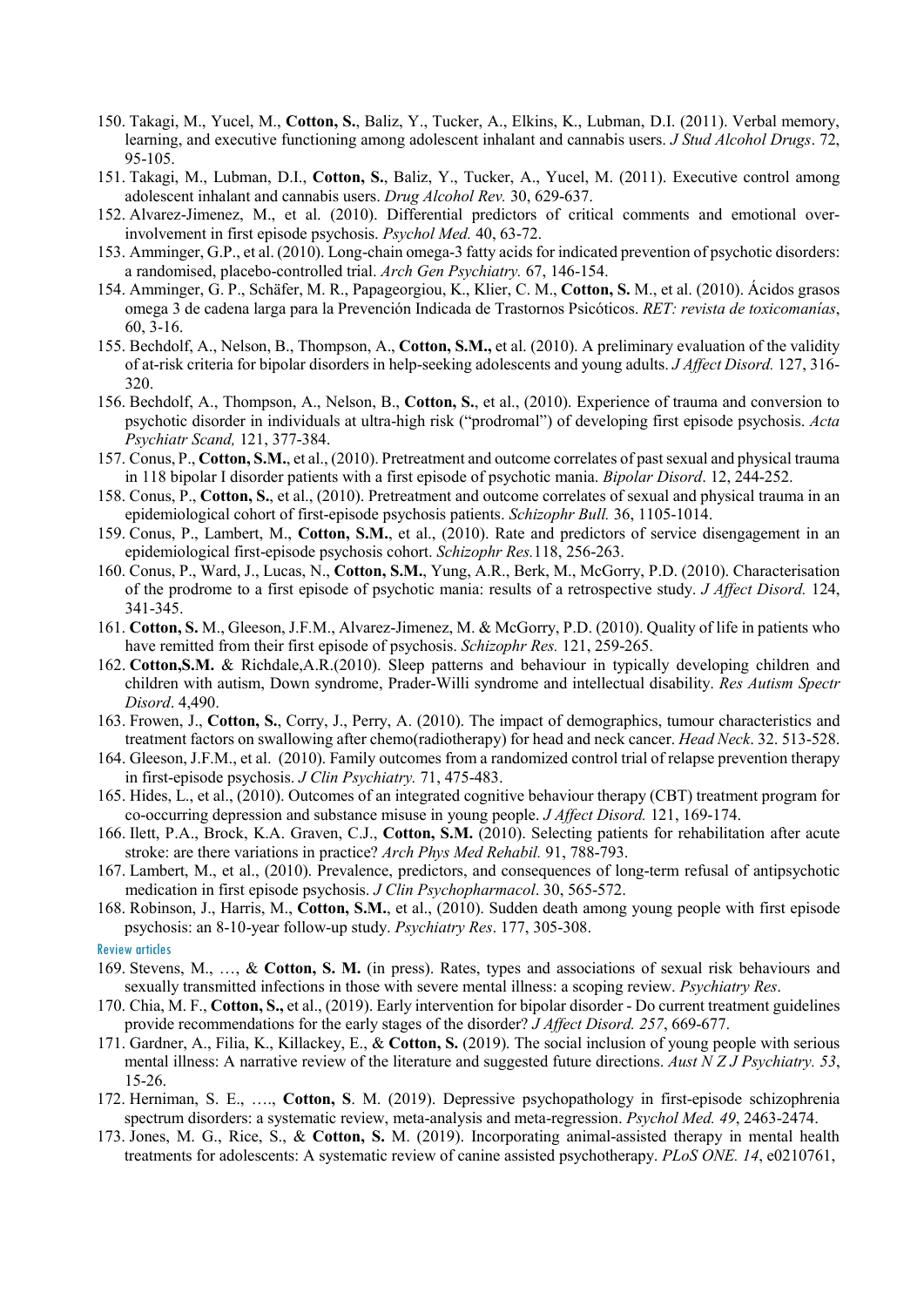150. Takagi, M., Yucel, M., **Cotton, S.**, Baliz, Y., Tucker, A., Elkins, K., Lubman, D.I. (2011). Verbal memory, learning, and executive functioning among adolescent inhalant and cannabis users. *J Stud Alcohol Drugs*. 72, 95-105.
151. Takagi, M., Lubman, D.I., **Cotton, S.**, Baliz, Y., Tucker, A., Yucel, M. (2011). Executive control among adolescent inhalant and cannabis users. *Drug Alcohol Rev.* 30, 629-637.
152. Alvarez-Jimenez, M., et al. (2010). Differential predictors of critical comments and emotional over-involvement in first episode psychosis. *Psychol Med.* 40, 63-72.
153. Amminger, G.P., et al. (2010). Long-chain omega-3 fatty acids for indicated prevention of psychotic disorders: a randomised, placebo-controlled trial. *Arch Gen Psychiatry.* 67, 146-154.
154. Amminger, G. P., Schäfer, M. R., Papageorgiou, K., Klier, C. M., **Cotton, S.** M., et al. (2010). Ácidos grasos omega 3 de cadena larga para la Prevención Indicada de Trastornos Psicóticos. *RET: revista de toxicomanías*, 60, 3-16.
155. Bechdolf, A., Nelson, B., Thompson, A., **Cotton, S.M.,** et al. (2010). A preliminary evaluation of the validity of at-risk criteria for bipolar disorders in help-seeking adolescents and young adults. *J Affect Disord.* 127, 316-320.
156. Bechdolf, A., Thompson, A., Nelson, B., **Cotton, S.**, et al., (2010). Experience of trauma and conversion to psychotic disorder in individuals at ultra-high risk ("prodromal") of developing first episode psychosis. *Acta Psychiatr Scand,* 121, 377-384.
157. Conus, P., **Cotton, S.M.**, et al., (2010). Pretreatment and outcome correlates of past sexual and physical trauma in 118 bipolar I disorder patients with a first episode of psychotic mania. *Bipolar Disord*. 12, 244-252.
158. Conus, P., **Cotton, S.**, et al., (2010). Pretreatment and outcome correlates of sexual and physical trauma in an epidemiological cohort of first-episode psychosis patients. *Schizophr Bull.* 36, 1105-1014.
159. Conus, P., Lambert, M., **Cotton, S.M.**, et al., (2010). Rate and predictors of service disengagement in an epidemiological first-episode psychosis cohort. *Schizophr Res.*118, 256-263.
160. Conus, P., Ward, J., Lucas, N., **Cotton, S.M.**, Yung, A.R., Berk, M., McGorry, P.D. (2010). Characterisation of the prodrome to a first episode of psychotic mania: results of a retrospective study. *J Affect Disord.* 124, 341-345.
161. **Cotton, S.** M., Gleeson, J.F.M., Alvarez-Jimenez, M. & McGorry, P.D. (2010). Quality of life in patients who have remitted from their first episode of psychosis. *Schizophr Res.* 121, 259-265.
162. **Cotton,S.M.** & Richdale,A.R.(2010). Sleep patterns and behaviour in typically developing children and children with autism, Down syndrome, Prader-Willi syndrome and intellectual disability. *Res Autism Spectr Disord*. 4,490.
163. Frowen, J., **Cotton, S.**, Corry, J., Perry, A. (2010). The impact of demographics, tumour characteristics and treatment factors on swallowing after chemo(radiotherapy) for head and neck cancer. *Head Neck*. 32. 513-528.
164. Gleeson, J.F.M., et al. (2010). Family outcomes from a randomized control trial of relapse prevention therapy in first-episode psychosis. *J Clin Psychiatry.* 71, 475-483.
165. Hides, L., et al., (2010). Outcomes of an integrated cognitive behaviour therapy (CBT) treatment program for co-occurring depression and substance misuse in young people. *J Affect Disord.* 121, 169-174.
166. Ilett, P.A., Brock, K.A. Graven, C.J., **Cotton, S.M.** (2010). Selecting patients for rehabilitation after acute stroke: are there variations in practice? *Arch Phys Med Rehabil.* 91, 788-793.
167. Lambert, M., et al., (2010). Prevalence, predictors, and consequences of long-term refusal of antipsychotic medication in first episode psychosis. *J Clin Psychopharmacol*. 30, 565-572.
168. Robinson, J., Harris, M., **Cotton, S.M.**, et al., (2010). Sudden death among young people with first episode psychosis: an 8-10-year follow-up study. *Psychiatry Res*. 177, 305-308.

### Review articles

169. Stevens, M., …, & **Cotton, S. M.** (in press). Rates, types and associations of sexual risk behaviours and sexually transmitted infections in those with severe mental illness: a scoping review. *Psychiatry Res*.
170. Chia, M. F., **Cotton, S.,** et al., (2019). Early intervention for bipolar disorder - Do current treatment guidelines provide recommendations for the early stages of the disorder? *J Affect Disord. 257*, 669-677.
171. Gardner, A., Filia, K., Killackey, E., & **Cotton, S.** (2019). The social inclusion of young people with serious mental illness: A narrative review of the literature and suggested future directions. *Aust N Z J Psychiatry. 53*, 15-26.
172. Herniman, S. E., …., **Cotton, S**. M. (2019). Depressive psychopathology in first-episode schizophrenia spectrum disorders: a systematic review, meta-analysis and meta-regression. *Psychol Med. 49*, 2463-2474.
173. Jones, M. G., Rice, S., & **Cotton, S.** M. (2019). Incorporating animal-assisted therapy in mental health treatments for adolescents: A systematic review of canine assisted psychotherapy. *PLoS ONE. 14*, e0210761,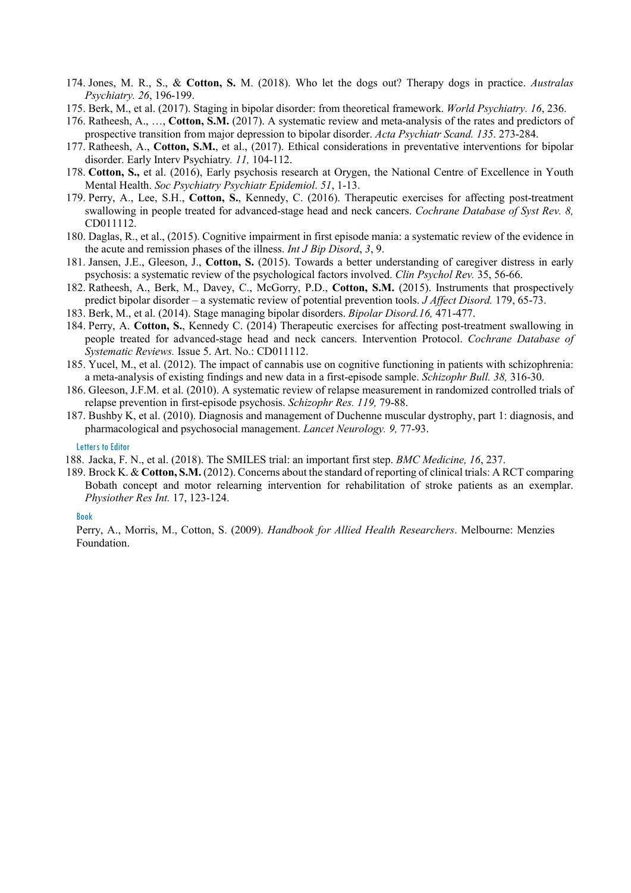174. Jones, M. R., S., & **Cotton, S.** M. (2018). Who let the dogs out? Therapy dogs in practice. *Australas Psychiatry. 26*, 196-199.
175. Berk, M., et al. (2017). Staging in bipolar disorder: from theoretical framework. *World Psychiatry. 16*, 236.
176. Ratheesh, A., …, **Cotton, S.M.** (2017). A systematic review and meta-analysis of the rates and predictors of prospective transition from major depression to bipolar disorder. *Acta Psychiatr Scand. 135*. 273-284.
177. Ratheesh, A., **Cotton, S.M.**, et al., (2017). Ethical considerations in preventative interventions for bipolar disorder. Early Interv Psychiatry*. 11,* 104-112.
178. **Cotton, S.,** et al. (2016), Early psychosis research at Orygen, the National Centre of Excellence in Youth Mental Health. *Soc Psychiatry Psychiatr Epidemiol*. *51*, 1-13.
179. Perry, A., Lee, S.H., **Cotton, S.**, Kennedy, C. (2016). Therapeutic exercises for affecting post-treatment swallowing in people treated for advanced-stage head and neck cancers. *Cochrane Database of Syst Rev. 8,* CD011112.
180. Daglas, R., et al., (2015). Cognitive impairment in first episode mania: a systematic review of the evidence in the acute and remission phases of the illness. *Int J Bip Disord*, *3*, 9.
181. Jansen, J.E., Gleeson, J., **Cotton, S.** (2015). Towards a better understanding of caregiver distress in early psychosis: a systematic review of the psychological factors involved. *Clin Psychol Rev.* 35, 56-66.
182. Ratheesh, A., Berk, M., Davey, C., McGorry, P.D., **Cotton, S.M.** (2015). Instruments that prospectively predict bipolar disorder – a systematic review of potential prevention tools. *J Affect Disord.* 179, 65-73.
183. Berk, M., et al. (2014). Stage managing bipolar disorders. *Bipolar Disord.16,* 471-477.
184. Perry, A. **Cotton, S.**, Kennedy C. (2014) Therapeutic exercises for affecting post-treatment swallowing in people treated for advanced-stage head and neck cancers. Intervention Protocol. *Cochrane Database of Systematic Reviews.* Issue 5. Art. No.: CD011112.
185. Yucel, M., et al. (2012). The impact of cannabis use on cognitive functioning in patients with schizophrenia: a meta-analysis of existing findings and new data in a first-episode sample. *Schizophr Bull. 38,* 316-30.
186. Gleeson, J.F.M. et al. (2010). A systematic review of relapse measurement in randomized controlled trials of relapse prevention in first-episode psychosis. *Schizophr Res. 119,* 79-88.
187. Bushby K, et al. (2010). Diagnosis and management of Duchenne muscular dystrophy, part 1: diagnosis, and pharmacological and psychosocial management. *Lancet Neurology. 9,* 77-93.

### Letters to Editor

188. Jacka, F. N., et al. (2018). The SMILES trial: an important first step. *BMC Medicine, 16*, 237.
189. Brock K. & **Cotton, S.M.** (2012). Concerns about the standard of reporting of clinical trials: A RCT comparing Bobath concept and motor relearning intervention for rehabilitation of stroke patients as an exemplar. *Physiother Res Int.* 17, 123-124.

### Book

Perry, A., Morris, M., Cotton, S. (2009). *Handbook for Allied Health Researchers*. Melbourne: Menzies Foundation.